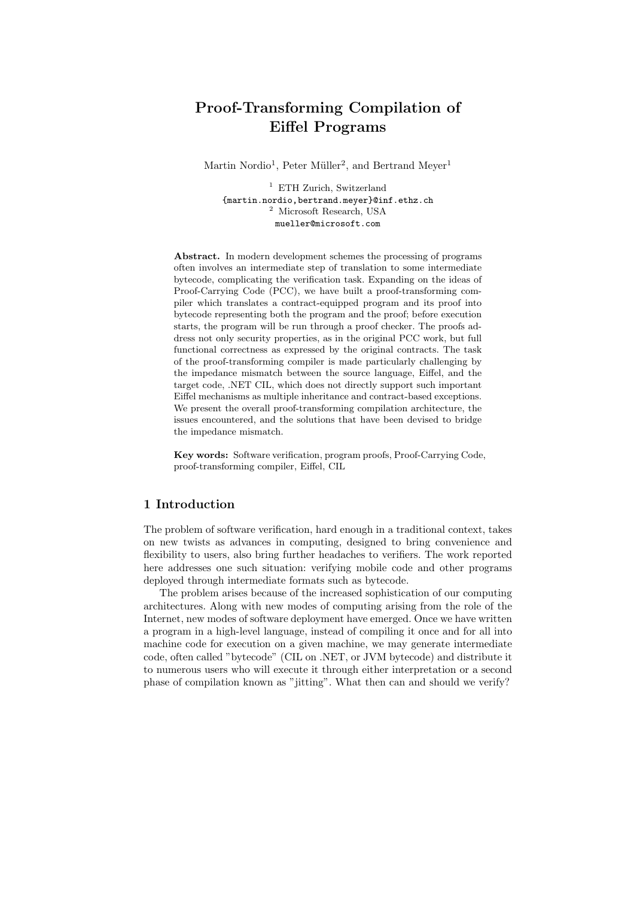# Proof-Transforming Compilation of Eiffel Programs

Martin Nordio[1], Peter Müller[2], and Bertrand Meyer[1]

[1] ETH Zurich, Switzerland
{martin.nordio,bertrand.meyer}@inf.ethz.ch
[2] Microsoft Research, USA
mueller@microsoft.com

**Abstract.** In modern development schemes the processing of programs often involves an intermediate step of translation to some intermediate bytecode, complicating the verification task. Expanding on the ideas of Proof-Carrying Code (PCC), we have built a proof-transforming compiler which translates a contract-equipped program and its proof into bytecode representing both the program and the proof; before execution starts, the program will be run through a proof checker. The proofs address not only security properties, as in the original PCC work, but full functional correctness as expressed by the original contracts. The task of the proof-transforming compiler is made particularly challenging by the impedance mismatch between the source language, Eiffel, and the target code, .NET CIL, which does not directly support such important Eiffel mechanisms as multiple inheritance and contract-based exceptions. We present the overall proof-transforming compilation architecture, the issues encountered, and the solutions that have been devised to bridge the impedance mismatch.

**Key words:** Software verification, program proofs, Proof-Carrying Code, proof-transforming compiler, Eiffel, CIL

## 1 Introduction

The problem of software verification, hard enough in a traditional context, takes on new twists as advances in computing, designed to bring convenience and flexibility to users, also bring further headaches to verifiers. The work reported here addresses one such situation: verifying mobile code and other programs deployed through intermediate formats such as bytecode.

The problem arises because of the increased sophistication of our computing architectures. Along with new modes of computing arising from the role of the Internet, new modes of software deployment have emerged. Once we have written a program in a high-level language, instead of compiling it once and for all into machine code for execution on a given machine, we may generate intermediate code, often called "bytecode" (CIL on .NET, or JVM bytecode) and distribute it to numerous users who will execute it through either interpretation or a second phase of compilation known as "jitting". What then can and should we verify?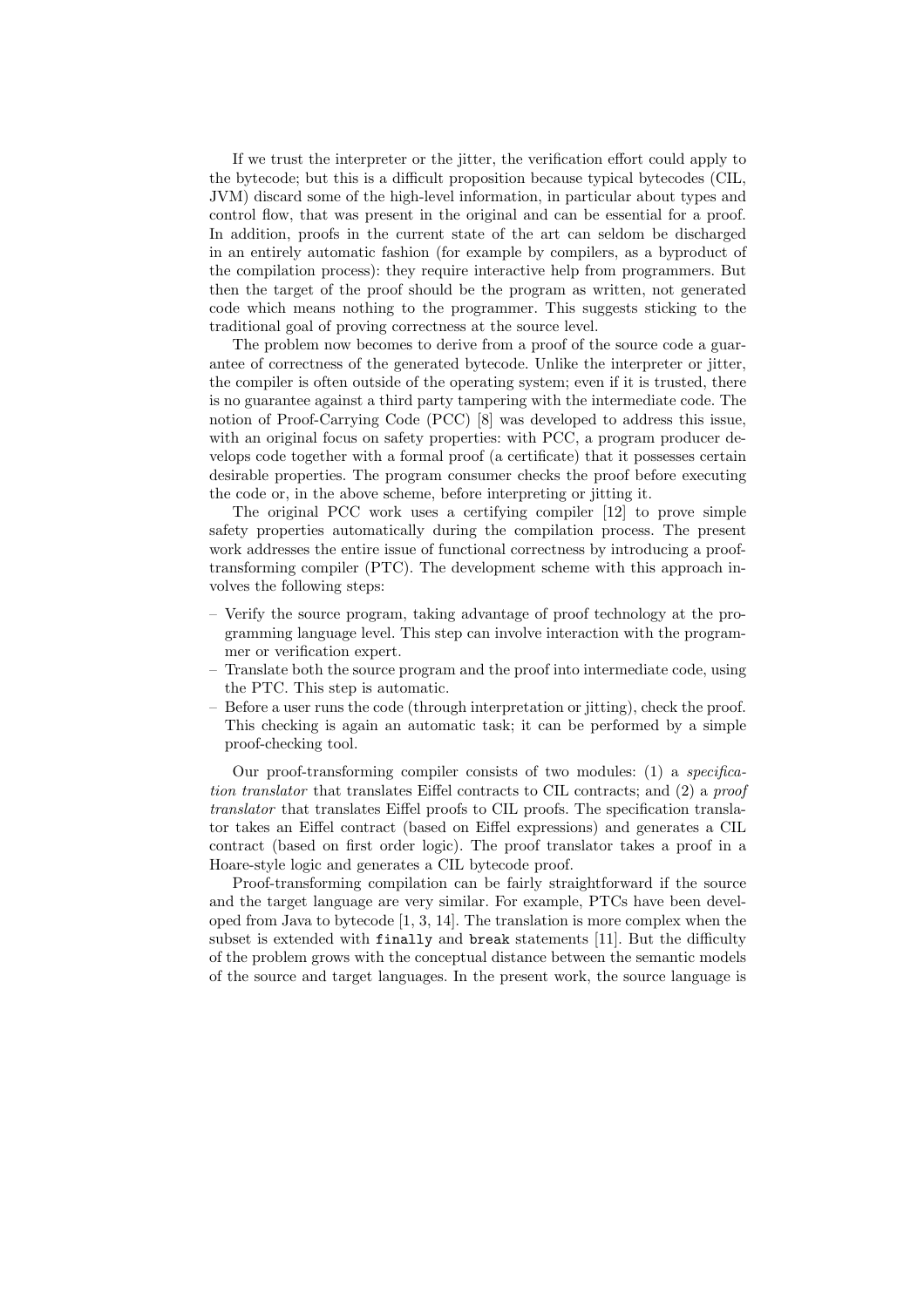If we trust the interpreter or the jitter, the verification effort could apply to the bytecode; but this is a difficult proposition because typical bytecodes (CIL, JVM) discard some of the high-level information, in particular about types and control flow, that was present in the original and can be essential for a proof. In addition, proofs in the current state of the art can seldom be discharged in an entirely automatic fashion (for example by compilers, as a byproduct of the compilation process): they require interactive help from programmers. But then the target of the proof should be the program as written, not generated code which means nothing to the programmer. This suggests sticking to the traditional goal of proving correctness at the source level.

The problem now becomes to derive from a proof of the source code a guarantee of correctness of the generated bytecode. Unlike the interpreter or jitter, the compiler is often outside of the operating system; even if it is trusted, there is no guarantee against a third party tampering with the intermediate code. The notion of Proof-Carrying Code (PCC) [8] was developed to address this issue, with an original focus on safety properties: with PCC, a program producer develops code together with a formal proof (a certificate) that it possesses certain desirable properties. The program consumer checks the proof before executing the code or, in the above scheme, before interpreting or jitting it.

The original PCC work uses a certifying compiler [12] to prove simple safety properties automatically during the compilation process. The present work addresses the entire issue of functional correctness by introducing a proof-transforming compiler (PTC). The development scheme with this approach involves the following steps:

- Verify the source program, taking advantage of proof technology at the programming language level. This step can involve interaction with the programmer or verification expert.
- Translate both the source program and the proof into intermediate code, using the PTC. This step is automatic.
- Before a user runs the code (through interpretation or jitting), check the proof. This checking is again an automatic task; it can be performed by a simple proof-checking tool.

Our proof-transforming compiler consists of two modules: (1) a *specification translator* that translates Eiffel contracts to CIL contracts; and (2) a *proof translator* that translates Eiffel proofs to CIL proofs. The specification translator takes an Eiffel contract (based on Eiffel expressions) and generates a CIL contract (based on first order logic). The proof translator takes a proof in a Hoare-style logic and generates a CIL bytecode proof.

Proof-transforming compilation can be fairly straightforward if the source and the target language are very similar. For example, PTCs have been developed from Java to bytecode [1, 3, 14]. The translation is more complex when the subset is extended with `finally` and `break` statements [11]. But the difficulty of the problem grows with the conceptual distance between the semantic models of the source and target languages. In the present work, the source language is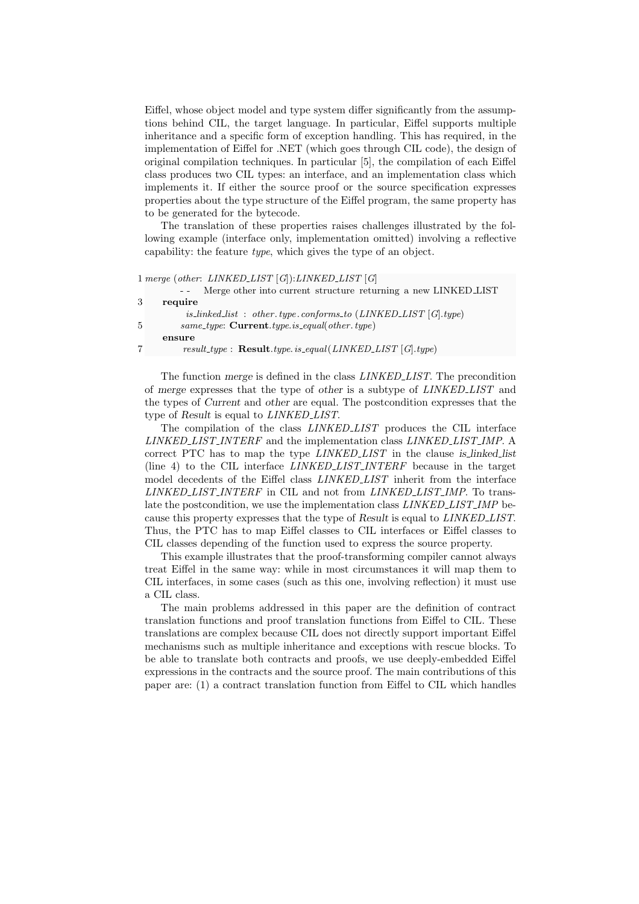Eiffel, whose object model and type system differ significantly from the assumptions behind CIL, the target language. In particular, Eiffel supports multiple inheritance and a specific form of exception handling. This has required, in the implementation of Eiffel for .NET (which goes through CIL code), the design of original compilation techniques. In particular [5], the compilation of each Eiffel class produces two CIL types: an interface, and an implementation class which implements it. If either the source proof or the source specification expresses properties about the type structure of the Eiffel program, the same property has to be generated for the bytecode.

The translation of these properties raises challenges illustrated by the following example (interface only, implementation omitted) involving a reflective capability: the feature *type*, which gives the type of an object.

```
1 merge (other: LINKED_LIST [G]):LINKED_LIST [G]
        -- Merge other into current structure returning a new LINKED_LIST
3     require
          is_linked_list : other.type.conforms_to (LINKED_LIST [G].type)
5         same_type: Current.type.is_equal(other.type)
      ensure
7         result_type : Result.type.is_equal(LINKED_LIST [G].type)
```

The function *merge* is defined in the class *LINKED_LIST*. The precondition of *merge* expresses that the type of *other* is a subtype of *LINKED_LIST* and the types of *Current* and *other* are equal. The postcondition expresses that the type of *Result* is equal to *LINKED_LIST*.

The compilation of the class *LINKED_LIST* produces the CIL interface *LINKED_LIST_INTERF* and the implementation class *LINKED_LIST_IMP*. A correct PTC has to map the type *LINKED_LIST* in the clause *is_linked_list* (line 4) to the CIL interface *LINKED_LIST_INTERF* because in the target model decedents of the Eiffel class *LINKED_LIST* inherit from the interface *LINKED_LIST_INTERF* in CIL and not from *LINKED_LIST_IMP*. To translate the postcondition, we use the implementation class *LINKED_LIST_IMP* because this property expresses that the type of *Result* is equal to *LINKED_LIST*. Thus, the PTC has to map Eiffel classes to CIL interfaces or Eiffel classes to CIL classes depending of the function used to express the source property.

This example illustrates that the proof-transforming compiler cannot always treat Eiffel in the same way: while in most circumstances it will map them to CIL interfaces, in some cases (such as this one, involving reflection) it must use a CIL class.

The main problems addressed in this paper are the definition of contract translation functions and proof translation functions from Eiffel to CIL. These translations are complex because CIL does not directly support important Eiffel mechanisms such as multiple inheritance and exceptions with rescue blocks. To be able to translate both contracts and proofs, we use deeply-embedded Eiffel expressions in the contracts and the source proof. The main contributions of this paper are: (1) a contract translation function from Eiffel to CIL which handles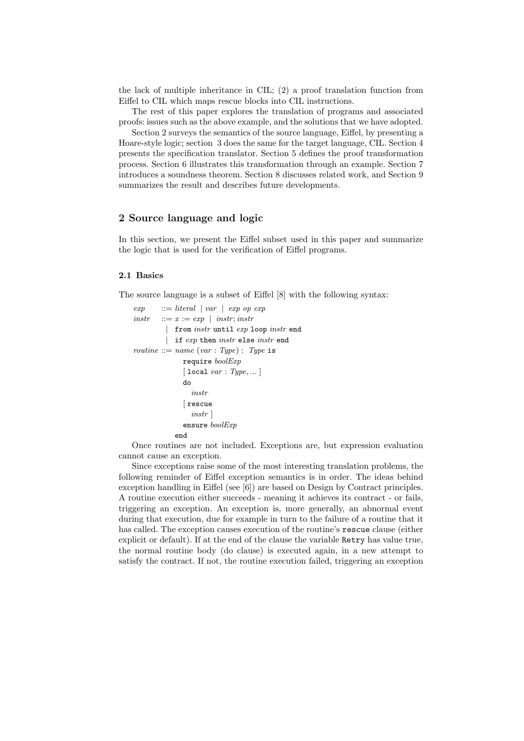the lack of multiple inheritance in CIL; (2) a proof translation function from Eiffel to CIL which maps rescue blocks into CIL instructions.

The rest of this paper explores the translation of programs and associated proofs: issues such as the above example, and the solutions that we have adopted.

Section 2 surveys the semantics of the source language, Eiffel, by presenting a Hoare-style logic; section 3 does the same for the target language, CIL. Section 4 presents the specification translator. Section 5 defines the proof transformation process. Section 6 illustrates this transformation through an example. Section 7 introduces a soundness theorem. Section 8 discusses related work, and Section 9 summarizes the result and describes future developments.

## 2 Source language and logic

In this section, we present the Eiffel subset used in this paper and summarize the logic that is used for the verification of Eiffel programs.

### 2.1 Basics

The source language is a subset of Eiffel [8] with the following syntax:

```
exp     ::= literal | var | exp op exp
instr   ::= x := exp | instr; instr
          | from instr until exp loop instr end
          | if exp then instr else instr end
routine ::= name (var : Type) : Type is
              require boolExp
              [ local var : Type, ... ]
              do
                 instr
              [ rescue
                 instr ]
              ensure boolExp
            end
```

Once routines are not included. Exceptions are, but expression evaluation cannot cause an exception.

Since exceptions raise some of the most interesting translation problems, the following reminder of Eiffel exception semantics is in order. The ideas behind exception handling in Eiffel (see [6]) are based on Design by Contract principles. A routine execution either succeeds - meaning it achieves its contract - or fails, triggering an exception. An exception is, more generally, an abnormal event during that execution, due for example in turn to the failure of a routine that it has called. The exception causes execution of the routine's `rescue` clause (either explicit or default). If at the end of the clause the variable `Retry` has value true, the normal routine body (do clause) is executed again, in a new attempt to satisfy the contract. If not, the routine execution failed, triggering an exception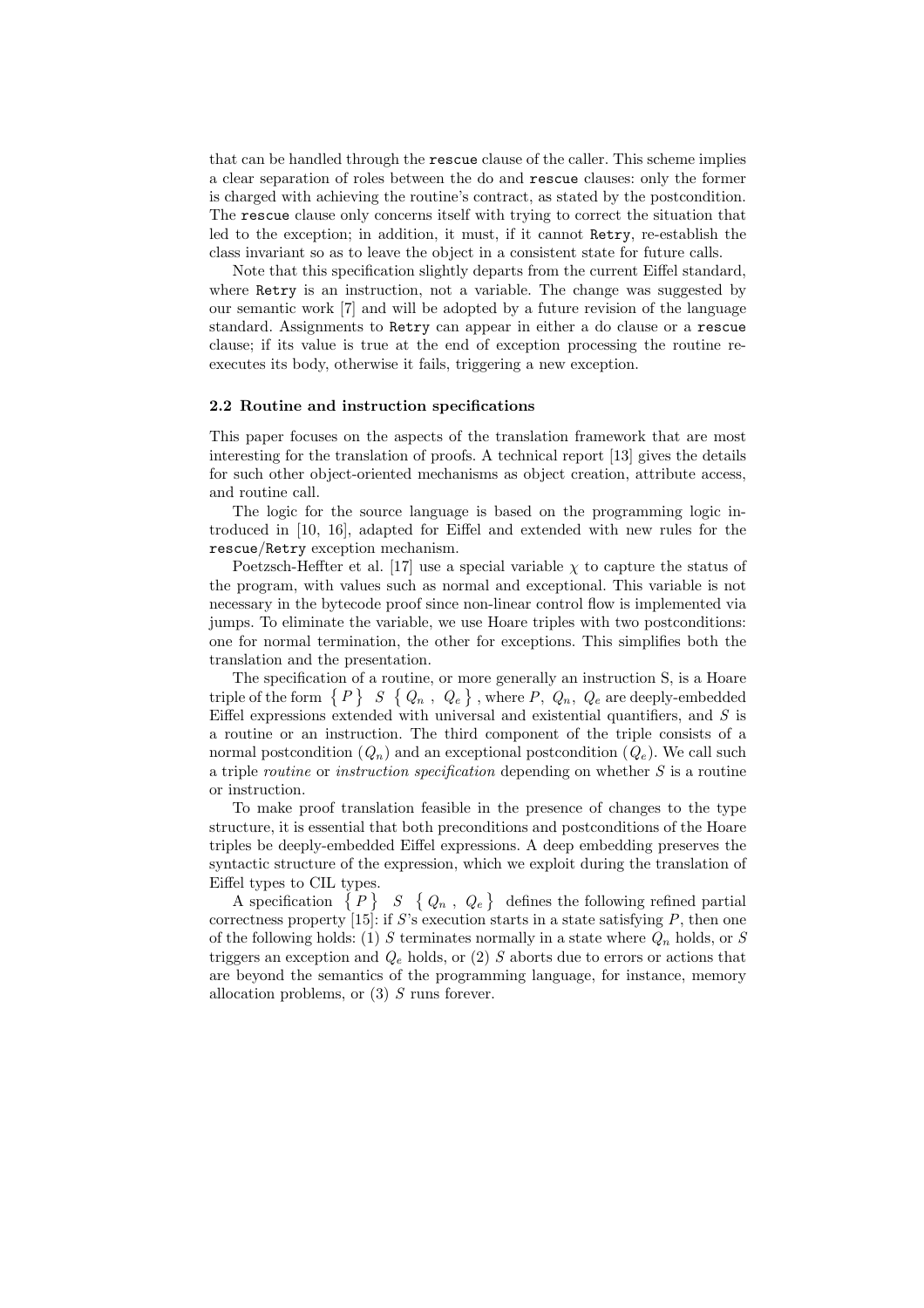that can be handled through the `rescue` clause of the caller. This scheme implies a clear separation of roles between the do and `rescue` clauses: only the former is charged with achieving the routine's contract, as stated by the postcondition. The `rescue` clause only concerns itself with trying to correct the situation that led to the exception; in addition, it must, if it cannot `Retry`, re-establish the class invariant so as to leave the object in a consistent state for future calls.

Note that this specification slightly departs from the current Eiffel standard, where `Retry` is an instruction, not a variable. The change was suggested by our semantic work [7] and will be adopted by a future revision of the language standard. Assignments to `Retry` can appear in either a do clause or a `rescue` clause; if its value is true at the end of exception processing the routine re-executes its body, otherwise it fails, triggering a new exception.

### 2.2 Routine and instruction specifications

This paper focuses on the aspects of the translation framework that are most interesting for the translation of proofs. A technical report [13] gives the details for such other object-oriented mechanisms as object creation, attribute access, and routine call.

The logic for the source language is based on the programming logic introduced in [10, 16], adapted for Eiffel and extended with new rules for the `rescue`/`Retry` exception mechanism.

Poetzsch-Heffter et al. [17] use a special variable $\chi$ to capture the status of the program, with values such as normal and exceptional. This variable is not necessary in the bytecode proof since non-linear control flow is implemented via jumps. To eliminate the variable, we use Hoare triples with two postconditions: one for normal termination, the other for exceptions. This simplifies both the translation and the presentation.

The specification of a routine, or more generally an instruction S, is a Hoare triple of the form $\{\, P \,\} \;\; S \;\; \{\, Q_n \;,\; Q_e \,\}$, where $P,\ Q_n,\ Q_e$ are deeply-embedded Eiffel expressions extended with universal and existential quantifiers, and $S$ is a routine or an instruction. The third component of the triple consists of a normal postcondition ($Q_n$) and an exceptional postcondition ($Q_e$). We call such a triple *routine* or *instruction specification* depending on whether $S$ is a routine or instruction.

To make proof translation feasible in the presence of changes to the type structure, it is essential that both preconditions and postconditions of the Hoare triples be deeply-embedded Eiffel expressions. A deep embedding preserves the syntactic structure of the expression, which we exploit during the translation of Eiffel types to CIL types.

A specification $\{\, P \,\} \;\; S \;\; \{\, Q_n \;,\; Q_e \,\}$ defines the following refined partial correctness property [15]: if $S$'s execution starts in a state satisfying $P$, then one of the following holds: (1) $S$ terminates normally in a state where $Q_n$ holds, or $S$ triggers an exception and $Q_e$ holds, or (2) $S$ aborts due to errors or actions that are beyond the semantics of the programming language, for instance, memory allocation problems, or (3) $S$ runs forever.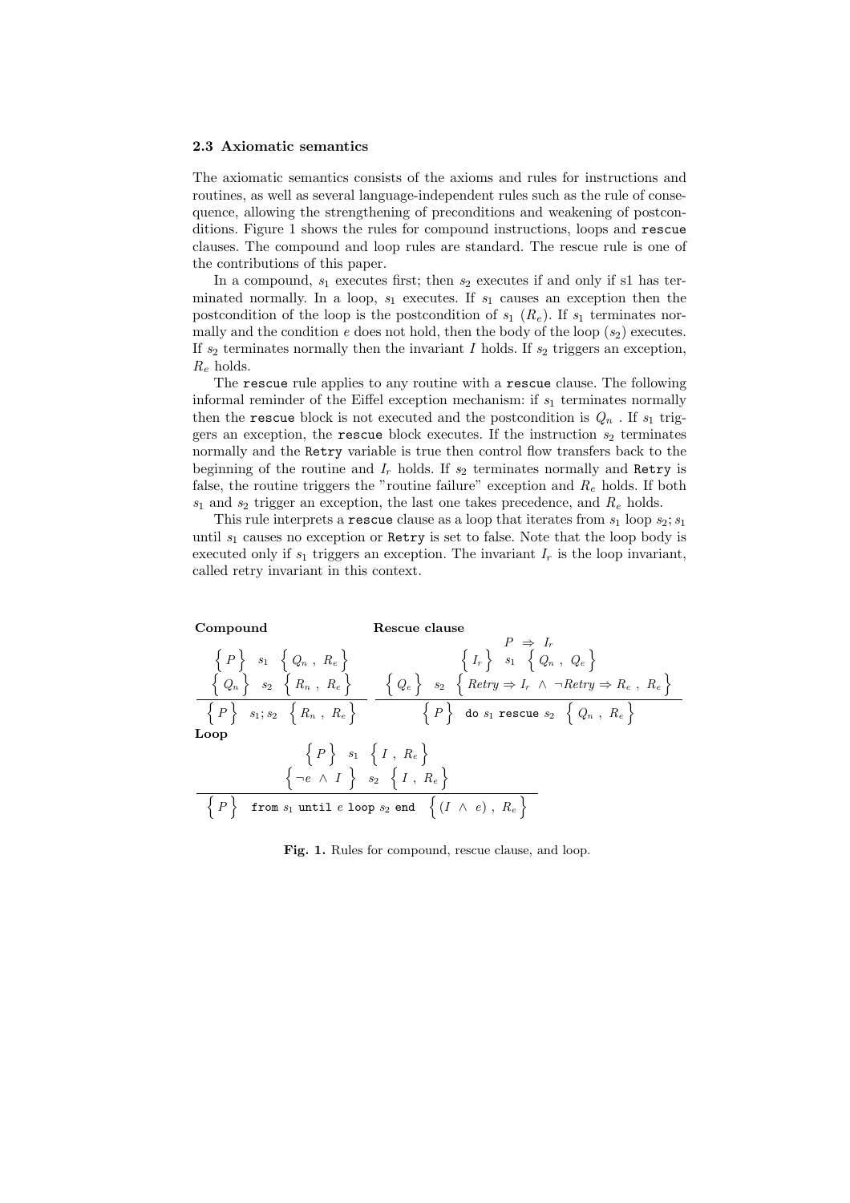### 2.3 Axiomatic semantics

The axiomatic semantics consists of the axioms and rules for instructions and routines, as well as several language-independent rules such as the rule of consequence, allowing the strengthening of preconditions and weakening of postconditions. Figure 1 shows the rules for compound instructions, loops and `rescue` clauses. The compound and loop rules are standard. The rescue rule is one of the contributions of this paper.

In a compound, $s_1$ executes first; then $s_2$ executes if and only if s1 has terminated normally. In a loop, $s_1$ executes. If $s_1$ causes an exception then the postcondition of the loop is the postcondition of $s_1$ ($R_e$). If $s_1$ terminates normally and the condition $e$ does not hold, then the body of the loop ($s_2$) executes. If $s_2$ terminates normally then the invariant $I$ holds. If $s_2$ triggers an exception, $R_e$ holds.

The `rescue` rule applies to any routine with a `rescue` clause. The following informal reminder of the Eiffel exception mechanism: if $s_1$ terminates normally then the `rescue` block is not executed and the postcondition is $Q_n$ . If $s_1$ triggers an exception, the `rescue` block executes. If the instruction $s_2$ terminates normally and the `Retry` variable is true then control flow transfers back to the beginning of the routine and $I_r$ holds. If $s_2$ terminates normally and `Retry` is false, the routine triggers the "routine failure" exception and $R_e$ holds. If both $s_1$ and $s_2$ trigger an exception, the last one takes precedence, and $R_e$ holds.

This rule interprets a `rescue` clause as a loop that iterates from $s_1$ loop $s_2; s_1$ until $s_1$ causes no exception or `Retry` is set to false. Note that the loop body is executed only if $s_1$ triggers an exception. The invariant $I_r$ is the loop invariant, called retry invariant in this context.

**Compound**

$$\frac{\left\{P\right\}\ s_1\ \left\{Q_n\ ,\ R_e\right\} \qquad \left\{Q_n\right\}\ s_2\ \left\{R_n\ ,\ R_e\right\}}{\left\{P\right\}\ s_1; s_2\ \left\{R_n\ ,\ R_e\right\}}$$

**Rescue clause**

$$\frac{P \Rightarrow I_r \qquad \left\{I_r\right\}\ s_1\ \left\{Q_n\ ,\ Q_e\right\} \qquad \left\{Q_e\right\}\ s_2\ \left\{Retry \Rightarrow I_r\ \wedge\ \neg Retry \Rightarrow R_e\ ,\ R_e\right\}}{\left\{P\right\}\ \texttt{do}\ s_1\ \texttt{rescue}\ s_2\ \left\{Q_n\ ,\ R_e\right\}}$$

**Loop**

$$\frac{\left\{P\right\}\ s_1\ \left\{I\ ,\ R_e\right\} \qquad \left\{\neg e\ \wedge\ I\right\}\ s_2\ \left\{I\ ,\ R_e\right\}}{\left\{P\right\}\ \texttt{from}\ s_1\ \texttt{until}\ e\ \texttt{loop}\ s_2\ \texttt{end}\ \left\{(I\ \wedge\ e)\ ,\ R_e\right\}}$$

**Fig. 1.** Rules for compound, rescue clause, and loop.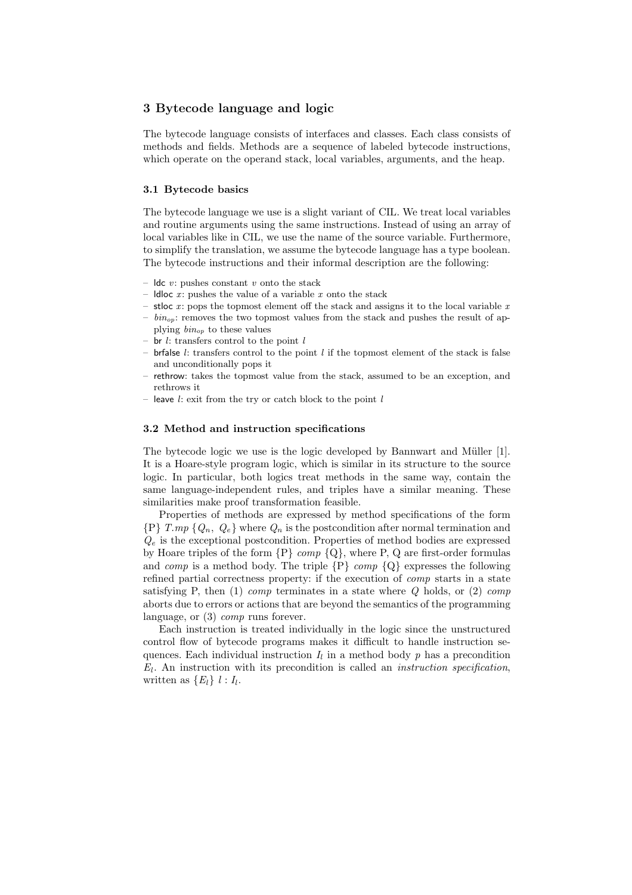## 3 Bytecode language and logic

The bytecode language consists of interfaces and classes. Each class consists of methods and fields. Methods are a sequence of labeled bytecode instructions, which operate on the operand stack, local variables, arguments, and the heap.

### 3.1 Bytecode basics

The bytecode language we use is a slight variant of CIL. We treat local variables and routine arguments using the same instructions. Instead of using an array of local variables like in CIL, we use the name of the source variable. Furthermore, to simplify the translation, we assume the bytecode language has a type boolean. The bytecode instructions and their informal description are the following:

- ldc $v$: pushes constant $v$ onto the stack
- ldloc $x$: pushes the value of a variable $x$ onto the stack
- stloc $x$: pops the topmost element off the stack and assigns it to the local variable $x$
- $bin_{op}$: removes the two topmost values from the stack and pushes the result of applying $bin_{op}$ to these values
- br $l$: transfers control to the point $l$
- brfalse $l$: transfers control to the point $l$ if the topmost element of the stack is false and unconditionally pops it
- rethrow: takes the topmost value from the stack, assumed to be an exception, and rethrows it
- leave $l$: exit from the try or catch block to the point $l$

### 3.2 Method and instruction specifications

The bytecode logic we use is the logic developed by Bannwart and Müller [1]. It is a Hoare-style program logic, which is similar in its structure to the source logic. In particular, both logics treat methods in the same way, contain the same language-independent rules, and triples have a similar meaning. These similarities make proof transformation feasible.

Properties of methods are expressed by method specifications of the form $\{P\}\ T.mp\ \{Q_n,\ Q_e\}$ where $Q_n$ is the postcondition after normal termination and $Q_e$ is the exceptional postcondition. Properties of method bodies are expressed by Hoare triples of the form $\{P\}\ comp\ \{Q\}$, where P, Q are first-order formulas and *comp* is a method body. The triple $\{P\}\ comp\ \{Q\}$ expresses the following refined partial correctness property: if the execution of *comp* starts in a state satisfying P, then (1) *comp* terminates in a state where $Q$ holds, or (2) *comp* aborts due to errors or actions that are beyond the semantics of the programming language, or (3) *comp* runs forever.

Each instruction is treated individually in the logic since the unstructured control flow of bytecode programs makes it difficult to handle instruction sequences. Each individual instruction $I_l$ in a method body $p$ has a precondition $E_l$. An instruction with its precondition is called an *instruction specification*, written as $\{E_l\}\ l : I_l$.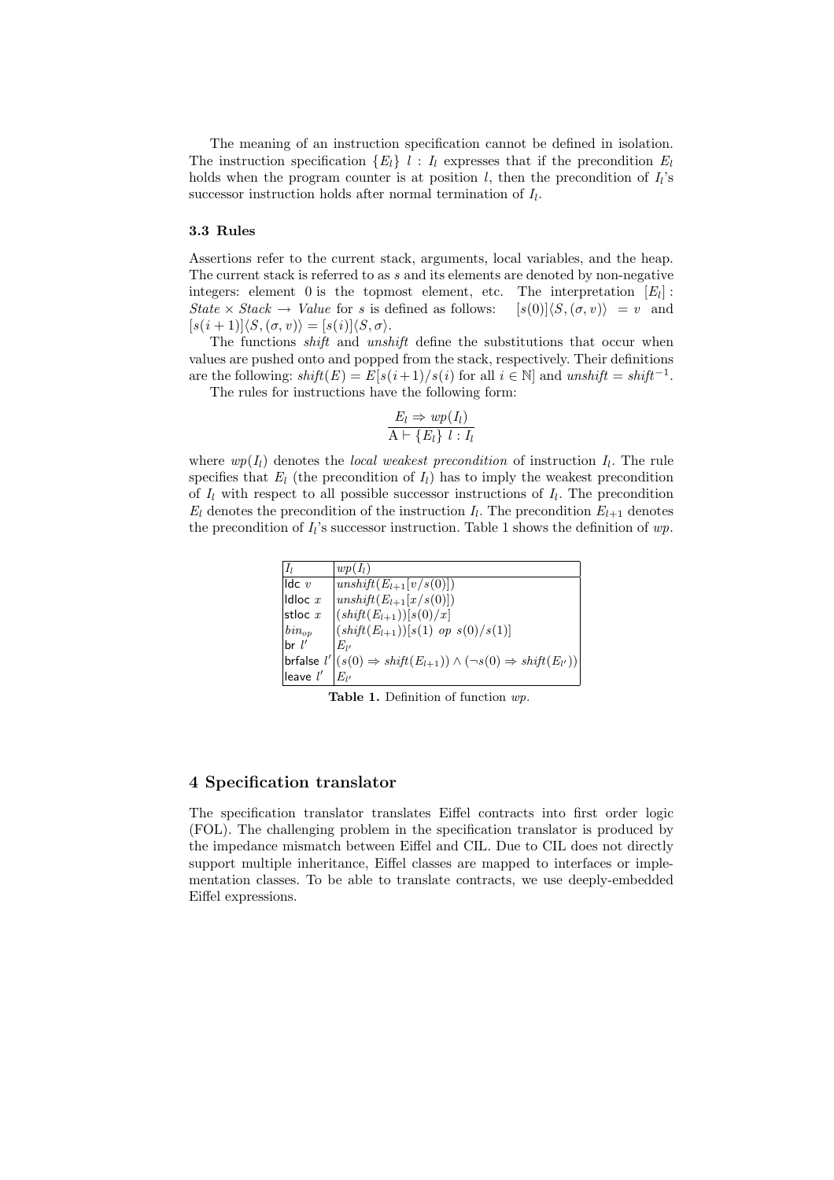The meaning of an instruction specification cannot be defined in isolation. The instruction specification $\{E_l\}\ l : I_l$ expresses that if the precondition $E_l$ holds when the program counter is at position $l$, then the precondition of $I_l$'s successor instruction holds after normal termination of $I_l$.

### 3.3 Rules

Assertions refer to the current stack, arguments, local variables, and the heap. The current stack is referred to as $s$ and its elements are denoted by non-negative integers: element 0 is the topmost element, etc. The interpretation $[E_l]$ : $State \times Stack \rightarrow Value$ for $s$ is defined as follows: $[s(0)]\langle S, (\sigma, v)\rangle = v$ and $[s(i+1)]\langle S, (\sigma, v)\rangle = [s(i)]\langle S, \sigma\rangle$.

The functions *shift* and *unshift* define the substitutions that occur when values are pushed onto and popped from the stack, respectively. Their definitions are the following: $shift(E) = E[s(i+1)/s(i)$ for all $i \in \mathbb{N}]$ and $unshift = shift^{-1}$.

The rules for instructions have the following form:

$$\frac{E_l \Rightarrow wp(I_l)}{\mathrm{A} \vdash \{E_l\}\ l : I_l}$$

where $wp(I_l)$ denotes the *local weakest precondition* of instruction $I_l$. The rule specifies that $E_l$ (the precondition of $I_l$) has to imply the weakest precondition of $I_l$ with respect to all possible successor instructions of $I_l$. The precondition $E_l$ denotes the precondition of the instruction $I_l$. The precondition $E_{l+1}$ denotes the precondition of $I_l$'s successor instruction. Table 1 shows the definition of $wp$.

| $I_l$ | $wp(I_l)$ |
|---|---|
| ldc $v$ | $unshift(E_{l+1}[v/s(0)])$ |
| ldloc $x$ | $unshift(E_{l+1}[x/s(0)])$ |
| stloc $x$ | $(shift(E_{l+1}))[s(0)/x]$ |
| $bin_{op}$ | $(shift(E_{l+1}))[s(1)\ op\ s(0)/s(1)]$ |
| br $l'$ | $E_{l'}$ |
| brfalse $l'$ | $(s(0) \Rightarrow shift(E_{l+1})) \wedge (\neg s(0) \Rightarrow shift(E_{l'}))$ |
| leave $l'$ | $E_{l'}$ |

**Table 1.** Definition of function $wp$.

## 4 Specification translator

The specification translator translates Eiffel contracts into first order logic (FOL). The challenging problem in the specification translator is produced by the impedance mismatch between Eiffel and CIL. Due to CIL does not directly support multiple inheritance, Eiffel classes are mapped to interfaces or implementation classes. To be able to translate contracts, we use deeply-embedded Eiffel expressions.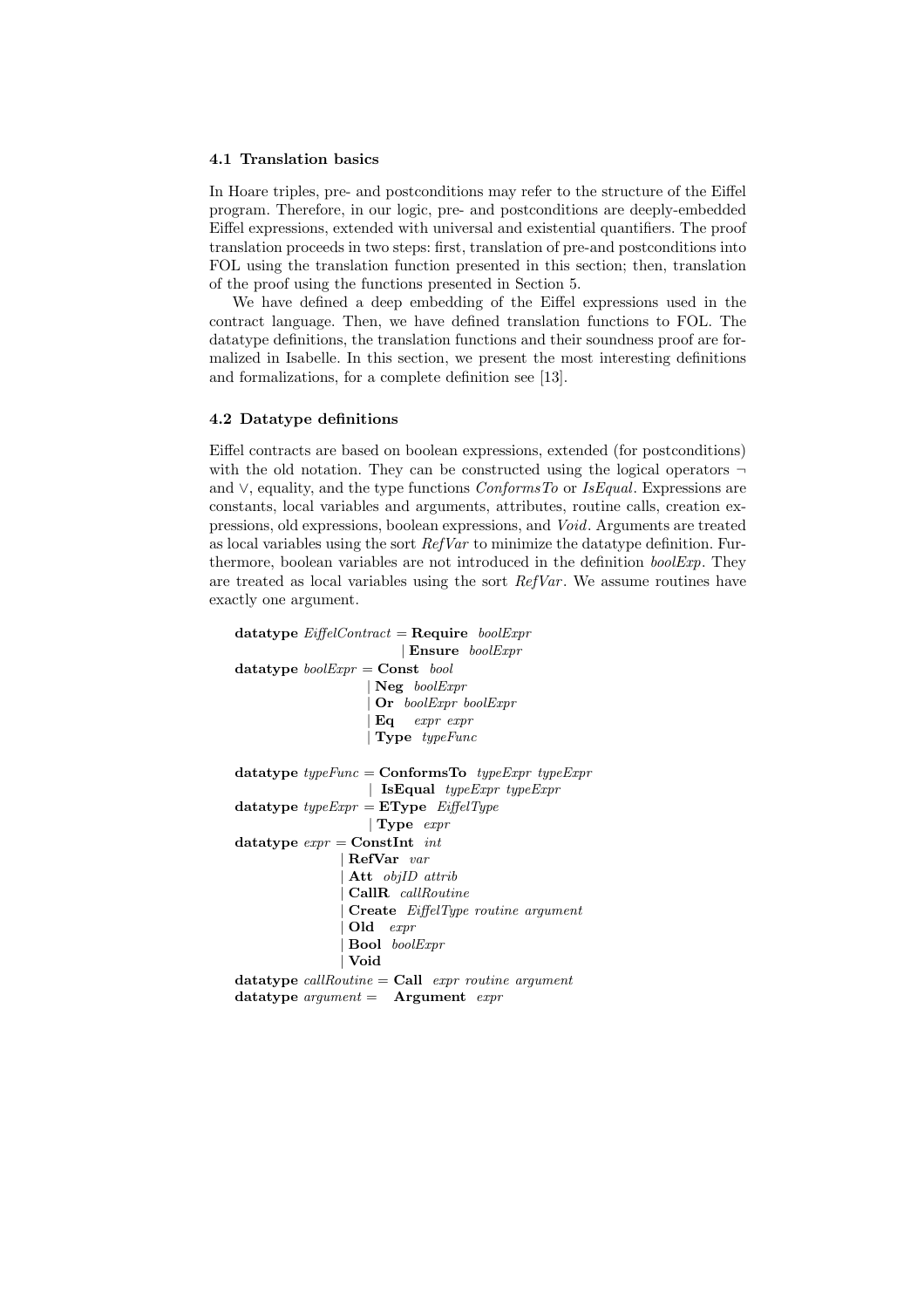### 4.1 Translation basics

In Hoare triples, pre- and postconditions may refer to the structure of the Eiffel program. Therefore, in our logic, pre- and postconditions are deeply-embedded Eiffel expressions, extended with universal and existential quantifiers. The proof translation proceeds in two steps: first, translation of pre-and postconditions into FOL using the translation function presented in this section; then, translation of the proof using the functions presented in Section 5.

We have defined a deep embedding of the Eiffel expressions used in the contract language. Then, we have defined translation functions to FOL. The datatype definitions, the translation functions and their soundness proof are formalized in Isabelle. In this section, we present the most interesting definitions and formalizations, for a complete definition see [13].

### 4.2 Datatype definitions

Eiffel contracts are based on boolean expressions, extended (for postconditions) with the old notation. They can be constructed using the logical operators $\neg$ and $\vee$, equality, and the type functions *ConformsTo* or *IsEqual*. Expressions are constants, local variables and arguments, attributes, routine calls, creation expressions, old expressions, boolean expressions, and *Void*. Arguments are treated as local variables using the sort *RefVar* to minimize the datatype definition. Furthermore, boolean variables are not introduced in the definition *boolExp*. They are treated as local variables using the sort *RefVar*. We assume routines have exactly one argument.

```
datatype EiffelContract = Require  boolExpr
                        | Ensure   boolExpr
datatype boolExpr = Const  bool
                  | Neg    boolExpr
                  | Or     boolExpr boolExpr
                  | Eq     expr expr
                  | Type   typeFunc

datatype typeFunc = ConformsTo  typeExpr typeExpr
                  | IsEqual     typeExpr typeExpr
datatype typeExpr = EType  EiffelType
                  | Type   expr
datatype expr = ConstInt  int
              | RefVar    var
              | Att       objID attrib
              | CallR     callRoutine
              | Create    EiffelType routine argument
              | Old       expr
              | Bool      boolExpr
              | Void
datatype callRoutine = Call  expr routine argument
datatype argument = Argument  expr
```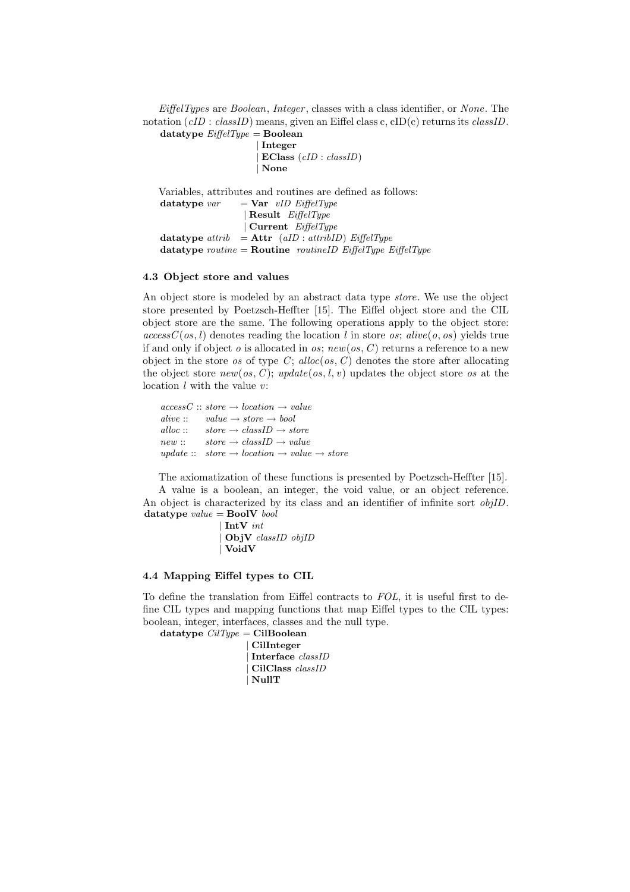*EiffelTypes* are *Boolean*, *Integer*, classes with a class identifier, or *None*. The notation (*cID* : *classID*) means, given an Eiffel class c, cID(c) returns its *classID*.

```
datatype EiffelType = Boolean
                    | Integer
                    | EClass (cID : classID)
                    | None
```

Variables, attributes and routines are defined as follows:

```
datatype var     = Var vID EiffelType
                 | Result EiffelType
                 | Current EiffelType
datatype attrib  = Attr (aID : attribID) EiffelType
datatype routine = Routine routineID EiffelType EiffelType
```

### 4.3 Object store and values

An object store is modeled by an abstract data type *store*. We use the object store presented by Poetzsch-Heffter [15]. The Eiffel object store and the CIL object store are the same. The following operations apply to the object store: $accessC(os, l)$ denotes reading the location $l$ in store $os$; $alive(o, os)$ yields true if and only if object $o$ is allocated in $os$; $new(os, C)$ returns a reference to a new object in the store $os$ of type $C$; $alloc(os, C)$ denotes the store after allocating the object store $new(os, C)$; $update(os, l, v)$ updates the object store $os$ at the location $l$ with the value $v$:

$$
\begin{array}{ll}
accessC :: & store \rightarrow location \rightarrow value \\
alive :: & value \rightarrow store \rightarrow bool \\
alloc :: & store \rightarrow classID \rightarrow store \\
new :: & store \rightarrow classID \rightarrow value \\
update :: & store \rightarrow location \rightarrow value \rightarrow store
\end{array}
$$

The axiomatization of these functions is presented by Poetzsch-Heffter [15].

A value is a boolean, an integer, the void value, or an object reference. An object is characterized by its class and an identifier of infinite sort *objID*.

```
datatype value = BoolV bool
               | IntV int
               | ObjV classID objID
               | VoidV
```

### 4.4 Mapping Eiffel types to CIL

To define the translation from Eiffel contracts to *FOL*, it is useful first to define CIL types and mapping functions that map Eiffel types to the CIL types: boolean, integer, interfaces, classes and the null type.

```
datatype CilType = CilBoolean
                 | CilInteger
                 | Interface classID
                 | CilClass classID
                 | NullT
```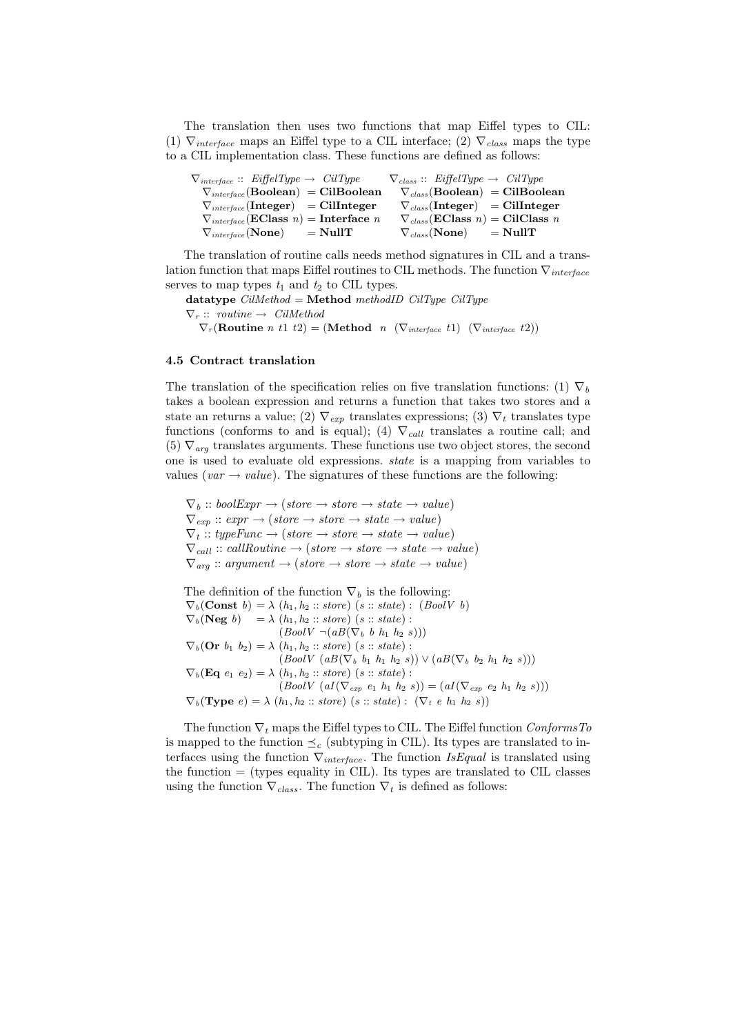The translation then uses two functions that map Eiffel types to CIL: (1) $\nabla_{interface}$ maps an Eiffel type to a CIL interface; (2) $\nabla_{class}$ maps the type to a CIL implementation class. These functions are defined as follows:

$$
\begin{array}{ll}
\nabla_{interface} :: \ \mathit{EiffelType} \rightarrow \ \mathit{CilType} & \nabla_{class} :: \ \mathit{EiffelType} \rightarrow \ \mathit{CilType} \\
\quad \nabla_{interface}(\mathbf{Boolean}) \ = \mathbf{CilBoolean} & \quad \nabla_{class}(\mathbf{Boolean}) \ = \mathbf{CilBoolean} \\
\quad \nabla_{interface}(\mathbf{Integer}) \ \ = \mathbf{CilInteger} & \quad \nabla_{class}(\mathbf{Integer}) \ \ = \mathbf{CilInteger} \\
\quad \nabla_{interface}(\mathbf{EClass}\ n) = \mathbf{Interface}\ n & \quad \nabla_{class}(\mathbf{EClass}\ n) = \mathbf{CilClass}\ n \\
\quad \nabla_{interface}(\mathbf{None}) \quad = \mathbf{NullT} & \quad \nabla_{class}(\mathbf{None}) \quad = \mathbf{NullT}
\end{array}
$$

The translation of routine calls needs method signatures in CIL and a translation function that maps Eiffel routines to CIL methods. The function $\nabla_{interface}$ serves to map types $t_1$ and $t_2$ to CIL types.

$\mathbf{datatype}\ \mathit{CilMethod} = \mathbf{Method}\ \mathit{methodID}\ \mathit{CilType}\ \mathit{CilType}$
$\nabla_r ::\ \mathit{routine} \rightarrow\ \mathit{CilMethod}$
$\quad \nabla_r(\mathbf{Routine}\ n\ t1\ t2) = (\mathbf{Method}\ \ n\ \ (\nabla_{interface}\ t1)\ \ (\nabla_{interface}\ t2))$

### 4.5 Contract translation

The translation of the specification relies on five translation functions: (1) $\nabla_b$ takes a boolean expression and returns a function that takes two stores and a state an returns a value; (2) $\nabla_{exp}$ translates expressions; (3) $\nabla_t$ translates type functions (conforms to and is equal); (4) $\nabla_{call}$ translates a routine call; and (5) $\nabla_{arg}$ translates arguments. These functions use two object stores, the second one is used to evaluate old expressions. *state* is a mapping from variables to values ($var \rightarrow value$). The signatures of these functions are the following:

$$
\begin{array}{l}
\nabla_b :: \mathit{boolExpr} \rightarrow (\mathit{store} \rightarrow \mathit{store} \rightarrow \mathit{state} \rightarrow \mathit{value}) \\
\nabla_{exp} :: \mathit{expr} \rightarrow (\mathit{store} \rightarrow \mathit{store} \rightarrow \mathit{state} \rightarrow \mathit{value}) \\
\nabla_t :: \mathit{typeFunc} \rightarrow (\mathit{store} \rightarrow \mathit{store} \rightarrow \mathit{state} \rightarrow \mathit{value}) \\
\nabla_{call} :: \mathit{callRoutine} \rightarrow (\mathit{store} \rightarrow \mathit{store} \rightarrow \mathit{state} \rightarrow \mathit{value}) \\
\nabla_{arg} :: \mathit{argument} \rightarrow (\mathit{store} \rightarrow \mathit{store} \rightarrow \mathit{state} \rightarrow \mathit{value})
\end{array}
$$

The definition of the function $\nabla_b$ is the following:

$$
\begin{array}{l}
\nabla_b(\mathbf{Const}\ b) \ = \lambda\ (h_1, h_2 :: \mathit{store})\ (s :: \mathit{state}) :\ (\mathit{BoolV}\ \ b) \\
\nabla_b(\mathbf{Neg}\ b) \quad = \lambda\ (h_1, h_2 :: \mathit{store})\ (s :: \mathit{state}) : \\
\qquad\qquad\qquad (\mathit{BoolV}\ \neg(aB(\nabla_b\ b\ h_1\ h_2\ s))) \\
\nabla_b(\mathbf{Or}\ b_1\ b_2) = \lambda\ (h_1, h_2 :: \mathit{store})\ (s :: \mathit{state}) : \\
\qquad\qquad\qquad (\mathit{BoolV}\ (aB(\nabla_b\ b_1\ h_1\ h_2\ s)) \vee (aB(\nabla_b\ b_2\ h_1\ h_2\ s))) \\
\nabla_b(\mathbf{Eq}\ e_1\ e_2) = \lambda\ (h_1, h_2 :: \mathit{store})\ (s :: \mathit{state}) : \\
\qquad\qquad\qquad (\mathit{BoolV}\ (aI(\nabla_{exp}\ e_1\ h_1\ h_2\ s)) = (aI(\nabla_{exp}\ e_2\ h_1\ h_2\ s))) \\
\nabla_b(\mathbf{Type}\ e) = \lambda\ (h_1, h_2 :: \mathit{store})\ (s :: \mathit{state}) :\ (\nabla_t\ e\ h_1\ h_2\ s))
\end{array}
$$

The function $\nabla_t$ maps the Eiffel types to CIL. The Eiffel function *ConformsTo* is mapped to the function $\preceq_c$ (subtyping in CIL). Its types are translated to interfaces using the function $\nabla_{interface}$. The function *IsEqual* is translated using the function = (types equality in CIL). Its types are translated to CIL classes using the function $\nabla_{class}$. The function $\nabla_t$ is defined as follows: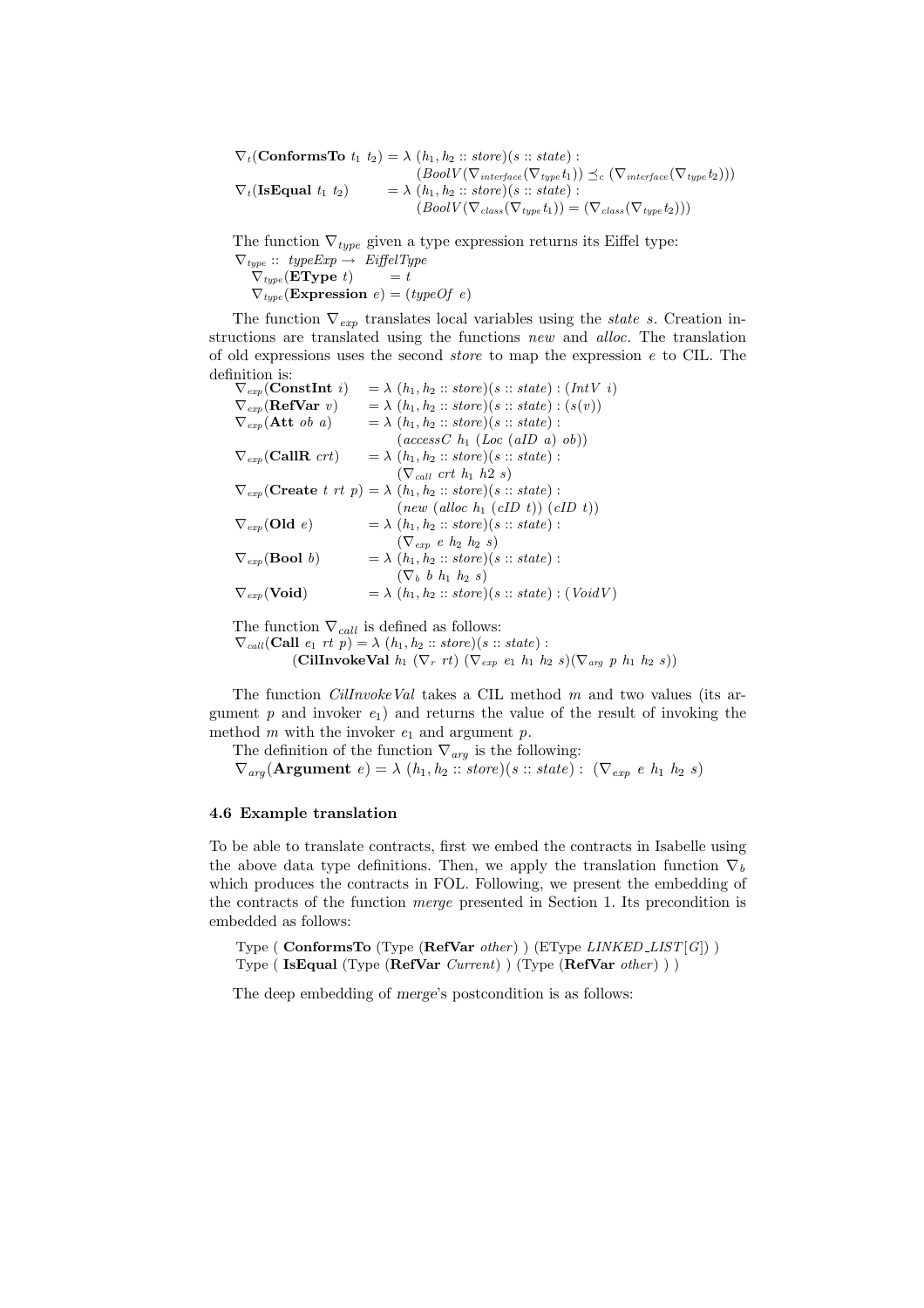$$\nabla_t(\textbf{ConformsTo}\ t_1\ t_2) = \lambda\ (h_1, h_2 :: store)(s :: state) : (BoolV(\nabla_{interface}(\nabla_{type} t_1)) \preceq_c (\nabla_{interface}(\nabla_{type} t_2)))$$

$$\nabla_t(\textbf{IsEqual}\ t_1\ t_2) = \lambda\ (h_1, h_2 :: store)(s :: state) : (BoolV(\nabla_{class}(\nabla_{type} t_1)) = (\nabla_{class}(\nabla_{type} t_2)))$$

The function $\nabla_{type}$ given a type expression returns its Eiffel type:

$\nabla_{type} ::\ typeExp \rightarrow\ EiffelType$

$\nabla_{type}(\textbf{EType}\ t) = t$

$\nabla_{type}(\textbf{Expression}\ e) = (typeOf\ e)$

The function $\nabla_{exp}$ translates local variables using the *state* $s$. Creation instructions are translated using the functions *new* and *alloc*. The translation of old expressions uses the second *store* to map the expression $e$ to CIL. The definition is:

$\nabla_{exp}(\textbf{ConstInt}\ i) = \lambda\ (h_1, h_2 :: store)(s :: state) : (IntV\ i)$

$\nabla_{exp}(\textbf{RefVar}\ v) = \lambda\ (h_1, h_2 :: store)(s :: state) : (s(v))$

$\nabla_{exp}(\textbf{Att}\ ob\ a) = \lambda\ (h_1, h_2 :: store)(s :: state) : (accessC\ h_1\ (Loc\ (aID\ a)\ ob))$

$\nabla_{exp}(\textbf{CallR}\ crt) = \lambda\ (h_1, h_2 :: store)(s :: state) : (\nabla_{call}\ crt\ h_1\ h2\ s)$

$\nabla_{exp}(\textbf{Create}\ t\ rt\ p) = \lambda\ (h_1, h_2 :: store)(s :: state) : (new\ (alloc\ h_1\ (cID\ t))\ (cID\ t))$

$\nabla_{exp}(\textbf{Old}\ e) = \lambda\ (h_1, h_2 :: store)(s :: state) : (\nabla_{exp}\ e\ h_2\ h_2\ s)$

$\nabla_{exp}(\textbf{Bool}\ b) = \lambda\ (h_1, h_2 :: store)(s :: state) : (\nabla_b\ b\ h_1\ h_2\ s)$

$\nabla_{exp}(\textbf{Void}) = \lambda\ (h_1, h_2 :: store)(s :: state) : (VoidV)$

The function $\nabla_{call}$ is defined as follows:

$\nabla_{call}(\textbf{Call}\ e_1\ rt\ p) = \lambda\ (h_1, h_2 :: store)(s :: state) : (\textbf{CilInvokeVal}\ h_1\ (\nabla_r\ rt)\ (\nabla_{exp}\ e_1\ h_1\ h_2\ s)(\nabla_{arg}\ p\ h_1\ h_2\ s))$

The function *CilInvokeVal* takes a CIL method $m$ and two values (its argument $p$ and invoker $e_1$) and returns the value of the result of invoking the method $m$ with the invoker $e_1$ and argument $p$.

The definition of the function $\nabla_{arg}$ is the following:

$\nabla_{arg}(\textbf{Argument}\ e) = \lambda\ (h_1, h_2 :: store)(s :: state) :\ (\nabla_{exp}\ e\ h_1\ h_2\ s)$

### 4.6 Example translation

To be able to translate contracts, first we embed the contracts in Isabelle using the above data type definitions. Then, we apply the translation function $\nabla_b$ which produces the contracts in FOL. Following, we present the embedding of the contracts of the function *merge* presented in Section 1. Its precondition is embedded as follows:

Type ( **ConformsTo** (Type (**RefVar** *other*) ) (EType *LINKED_LIST[G]*) )
Type ( **IsEqual** (Type (**RefVar** *Current*) ) (Type (**RefVar** *other*) ) )

The deep embedding of *merge*'s postcondition is as follows: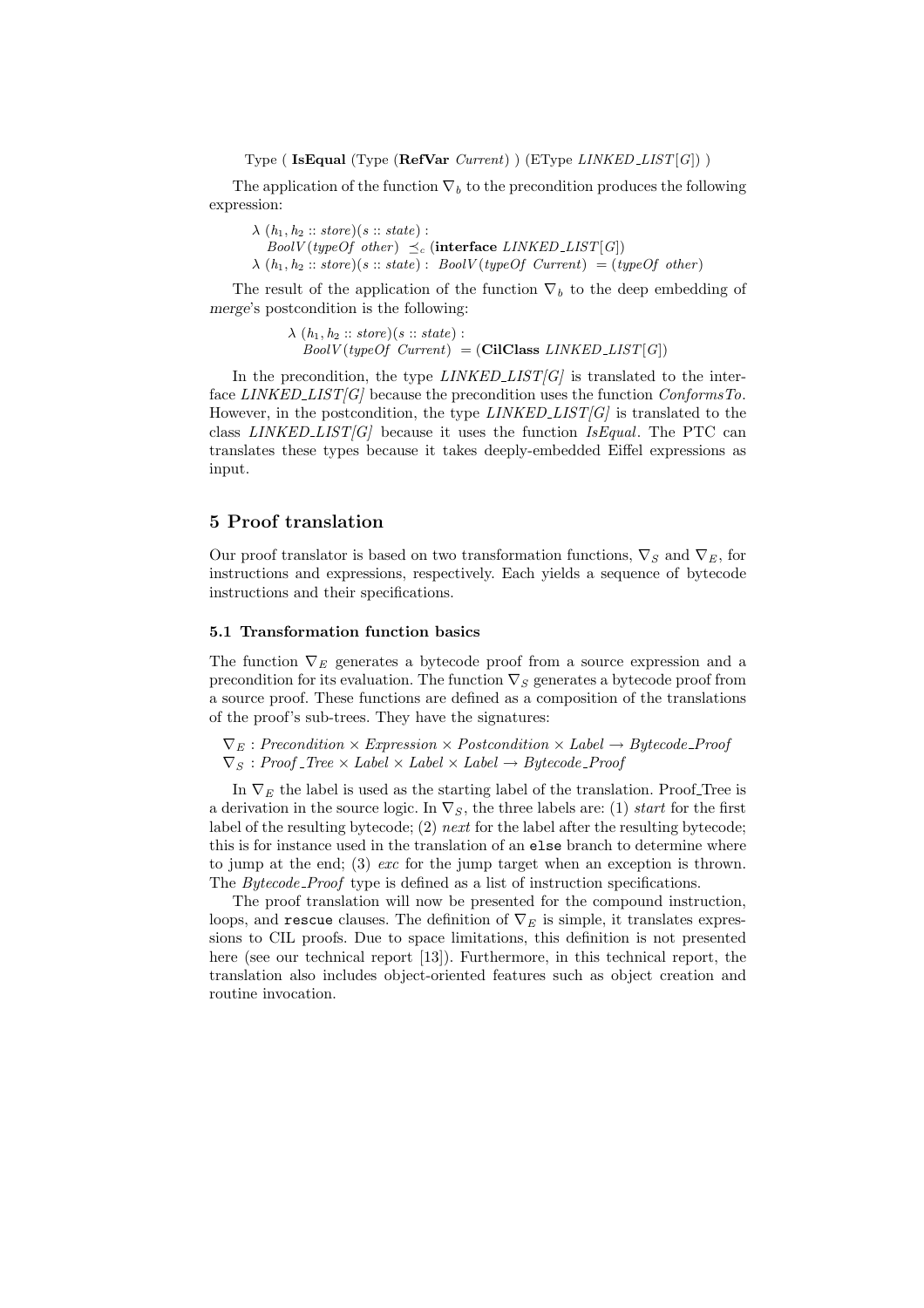Type ( **IsEqual** (Type (**RefVar** *Current*) ) (EType *LINKED_LIST*[*G*]) )

The application of the function $\nabla_b$ to the precondition produces the following expression:

$\lambda\ (h_1, h_2 :: store)(s :: state) :$
$\quad BoolV(typeOf\ \ other)\ \preceq_c\ (\textbf{interface}\ LINKED\_LIST[G])$
$\lambda\ (h_1, h_2 :: store)(s :: state) :\ BoolV(typeOf\ \ Current)\ = (typeOf\ \ other)$

The result of the application of the function $\nabla_b$ to the deep embedding of *merge*'s postcondition is the following:

$\lambda\ (h_1, h_2 :: store)(s :: state) :$
$\quad BoolV(typeOf\ \ Current)\ = (\textbf{CilClass}\ LINKED\_LIST[G])$

In the precondition, the type *LINKED_LIST[G]* is translated to the interface *LINKED_LIST[G]* because the precondition uses the function *ConformsTo*. However, in the postcondition, the type *LINKED_LIST[G]* is translated to the class *LINKED_LIST[G]* because it uses the function *IsEqual*. The PTC can translates these types because it takes deeply-embedded Eiffel expressions as input.

## 5 Proof translation

Our proof translator is based on two transformation functions, $\nabla_S$ and $\nabla_E$, for instructions and expressions, respectively. Each yields a sequence of bytecode instructions and their specifications.

### 5.1 Transformation function basics

The function $\nabla_E$ generates a bytecode proof from a source expression and a precondition for its evaluation. The function $\nabla_S$ generates a bytecode proof from a source proof. These functions are defined as a composition of the translations of the proof's sub-trees. They have the signatures:

$\nabla_E : Precondition \times Expression \times Postcondition \times Label \rightarrow Bytecode\_Proof$
$\nabla_S : Proof\_Tree \times Label \times Label \times Label \rightarrow Bytecode\_Proof$

In $\nabla_E$ the label is used as the starting label of the translation. Proof_Tree is a derivation in the source logic. In $\nabla_S$, the three labels are: (1) *start* for the first label of the resulting bytecode; (2) *next* for the label after the resulting bytecode; this is for instance used in the translation of an `else` branch to determine where to jump at the end; (3) *exc* for the jump target when an exception is thrown. The *Bytecode_Proof* type is defined as a list of instruction specifications.

The proof translation will now be presented for the compound instruction, loops, and `rescue` clauses. The definition of $\nabla_E$ is simple, it translates expressions to CIL proofs. Due to space limitations, this definition is not presented here (see our technical report [13]). Furthermore, in this technical report, the translation also includes object-oriented features such as object creation and routine invocation.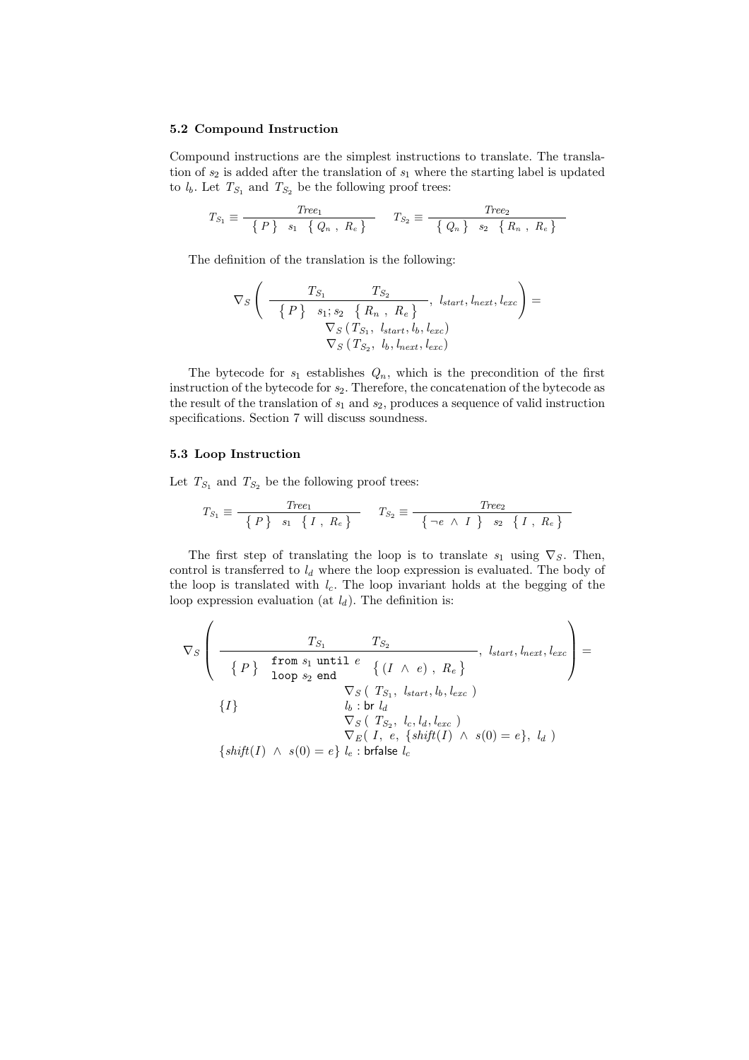### 5.2 Compound Instruction

Compound instructions are the simplest instructions to translate. The translation of $s_2$ is added after the translation of $s_1$ where the starting label is updated to $l_b$. Let $T_{S_1}$ and $T_{S_2}$ be the following proof trees:

$$T_{S_1} \equiv \frac{Tree_1}{\{\ P\ \} \quad s_1 \quad \{\ Q_n\ ,\ R_e\ \}} \qquad T_{S_2} \equiv \frac{Tree_2}{\{\ Q_n\ \} \quad s_2 \quad \{\ R_n\ ,\ R_e\ \}}$$

The definition of the translation is the following:

$$\nabla_S \left( \frac{T_{S_1} \qquad T_{S_2}}{\{\ P\ \} \quad s_1; s_2 \quad \{\ R_n\ ,\ R_e\ \}},\ l_{start}, l_{next}, l_{exc} \right) = \begin{array}{l} \nabla_S\left(T_{S_1},\ l_{start}, l_b, l_{exc}\right) \\ \nabla_S\left(T_{S_2},\ l_b, l_{next}, l_{exc}\right) \end{array}$$

The bytecode for $s_1$ establishes $Q_n$, which is the precondition of the first instruction of the bytecode for $s_2$. Therefore, the concatenation of the bytecode as the result of the translation of $s_1$ and $s_2$, produces a sequence of valid instruction specifications. Section 7 will discuss soundness.

### 5.3 Loop Instruction

Let $T_{S_1}$ and $T_{S_2}$ be the following proof trees:

$$T_{S_1} \equiv \frac{Tree_1}{\{\ P\ \} \quad s_1 \quad \{\ I\ ,\ R_e\ \}} \qquad T_{S_2} \equiv \frac{Tree_2}{\{\ \neg e\ \wedge\ I\ \} \quad s_2 \quad \{\ I\ ,\ R_e\ \}}$$

The first step of translating the loop is to translate $s_1$ using $\nabla_S$. Then, control is transferred to $l_d$ where the loop expression is evaluated. The body of the loop is translated with $l_c$. The loop invariant holds at the begging of the loop expression evaluation (at $l_d$). The definition is:

$$\nabla_S \left( \frac{T_{S_1} \qquad T_{S_2}}{\{\ P\ \} \quad \begin{array}{l}\texttt{from } s_1 \texttt{ until } e \\ \texttt{loop } s_2 \texttt{ end}\end{array} \quad \{\ (I\ \wedge\ e)\ ,\ R_e\ \}},\ l_{start}, l_{next}, l_{exc} \right) =$$

$$\begin{array}{ll} & \nabla_S\left(\ T_{S_1},\ l_{start}, l_b, l_{exc}\ \right) \\ \{I\} & l_b : \mathsf{br}\ l_d \\ & \nabla_S\left(\ T_{S_2},\ l_c, l_d, l_{exc}\ \right) \\ & \nabla_E\left(\ I,\ e,\ \{shift(I)\ \wedge\ s(0) = e\},\ l_d\ \right) \\ \{shift(I)\ \wedge\ s(0) = e\} & l_e : \mathsf{brfalse}\ l_c \end{array}$$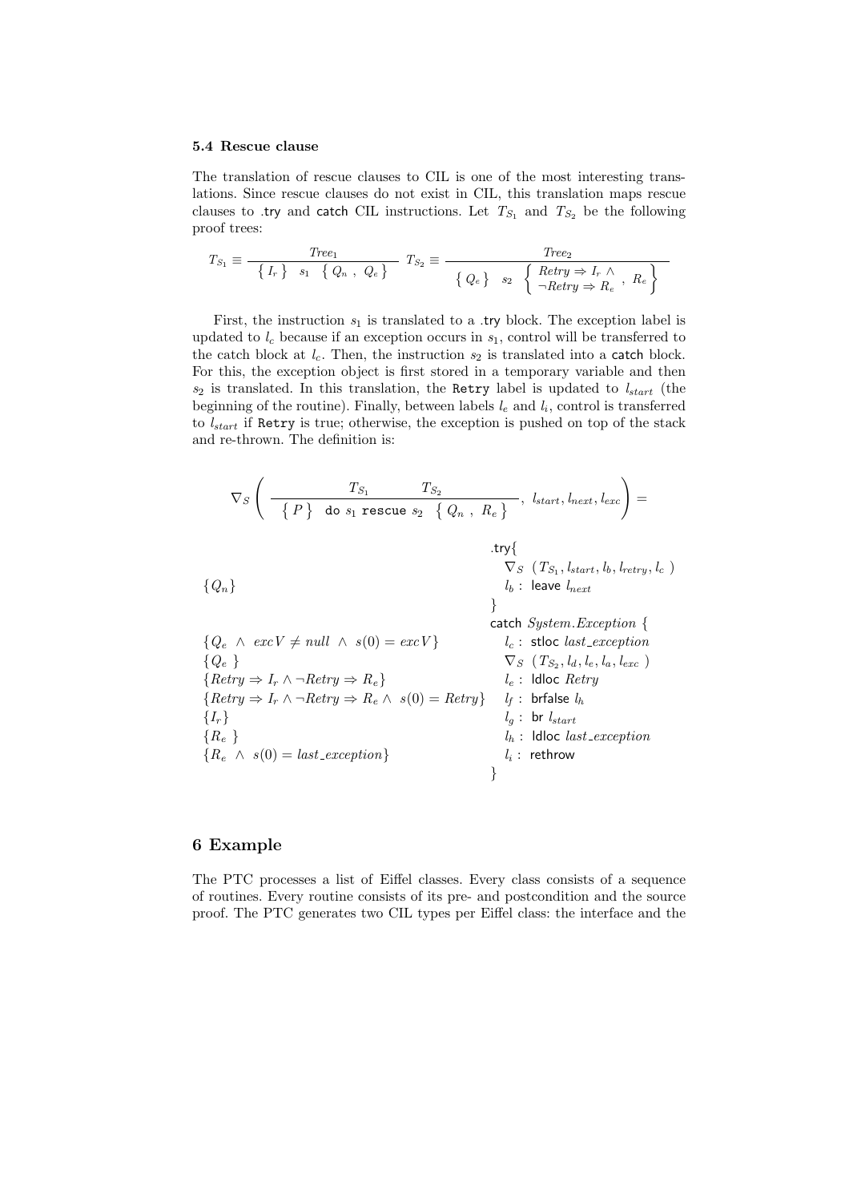### 5.4 Rescue clause

The translation of rescue clauses to CIL is one of the most interesting translations. Since rescue clauses do not exist in CIL, this translation maps rescue clauses to .try and catch CIL instructions. Let $T_{S_1}$ and $T_{S_2}$ be the following proof trees:

$$T_{S_1} \equiv \frac{Tree_1}{\{\, I_r \,\} \quad s_1 \quad \{\, Q_n \;,\; Q_e \,\}} \qquad T_{S_2} \equiv \frac{Tree_2}{\{\, Q_e \,\} \quad s_2 \quad \left\{ \begin{array}{l} Retry \Rightarrow I_r \wedge \\ \neg Retry \Rightarrow R_e \end{array} ,\; R_e \right\}}$$

First, the instruction $s_1$ is translated to a .try block. The exception label is updated to $l_c$ because if an exception occurs in $s_1$, control will be transferred to the catch block at $l_c$. Then, the instruction $s_2$ is translated into a catch block. For this, the exception object is first stored in a temporary variable and then $s_2$ is translated. In this translation, the `Retry` label is updated to $l_{start}$ (the beginning of the routine). Finally, between labels $l_e$ and $l_i$, control is transferred to $l_{start}$ if `Retry` is true; otherwise, the exception is pushed on top of the stack and re-thrown. The definition is:

$$\nabla_S \left( \frac{T_{S_1} \qquad T_{S_2}}{\{\, P \,\} \quad \texttt{do } s_1 \texttt{ rescue } s_2 \quad \{\, Q_n \;,\; R_e \,\}} ,\; l_{start}, l_{next}, l_{exc} \right) =$$

```
                                                    .try{
                                                       ∇S (T_S1, l_start, l_b, l_retry, l_c)
{Q_n}                                                  l_b : leave l_next
                                                    }
                                                    catch System.Exception {
{Q_e ∧ excV ≠ null ∧ s(0) = excV}                      l_c : stloc last_exception
{Q_e}                                                  ∇S (T_S2, l_d, l_e, l_a, l_exc)
{Retry ⇒ I_r ∧ ¬Retry ⇒ R_e}                           l_e : ldloc Retry
{Retry ⇒ I_r ∧ ¬Retry ⇒ R_e ∧ s(0) = Retry}            l_f : brfalse l_h
{I_r}                                                  l_g : br l_start
{R_e}                                                  l_h : ldloc last_exception
{R_e ∧ s(0) = last_exception}                          l_i : rethrow
                                                    }
```

## 6 Example

The PTC processes a list of Eiffel classes. Every class consists of a sequence of routines. Every routine consists of its pre- and postcondition and the source proof. The PTC generates two CIL types per Eiffel class: the interface and the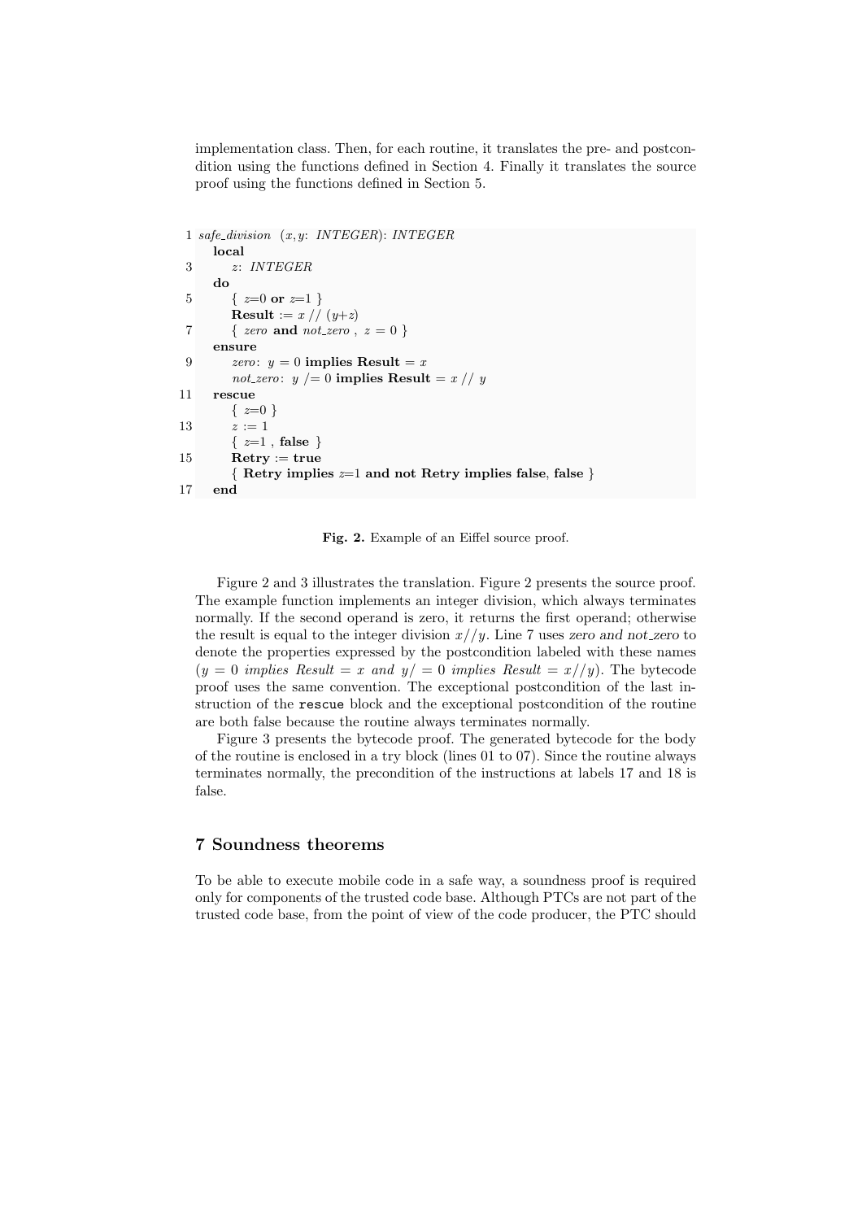implementation class. Then, for each routine, it translates the pre- and postcondition using the functions defined in Section 4. Finally it translates the source proof using the functions defined in Section 5.

```
 1 safe_division (x,y: INTEGER): INTEGER
   local
 3     z: INTEGER
   do
 5     { z=0 or z=1 }
       Result := x // (y+z)
 7     { zero and not_zero , z = 0 }
   ensure
 9     zero: y = 0 implies Result = x
       not_zero: y /= 0 implies Result = x // y
11 rescue
       { z=0 }
13     z := 1
       { z=1 , false }
15     Retry := true
       { Retry implies z=1 and not Retry implies false, false }
17 end
```

**Fig. 2.** Example of an Eiffel source proof.

Figure 2 and 3 illustrates the translation. Figure 2 presents the source proof. The example function implements an integer division, which always terminates normally. If the second operand is zero, it returns the first operand; otherwise the result is equal to the integer division $x//y$. Line 7 uses *zero and not_zero* to denote the properties expressed by the postcondition labeled with these names ($y = 0$ *implies Result* $= x$ *and* $y/ = 0$ *implies Result* $= x//y$). The bytecode proof uses the same convention. The exceptional postcondition of the last instruction of the `rescue` block and the exceptional postcondition of the routine are both false because the routine always terminates normally.

Figure 3 presents the bytecode proof. The generated bytecode for the body of the routine is enclosed in a try block (lines 01 to 07). Since the routine always terminates normally, the precondition of the instructions at labels 17 and 18 is false.

## 7 Soundness theorems

To be able to execute mobile code in a safe way, a soundness proof is required only for components of the trusted code base. Although PTCs are not part of the trusted code base, from the point of view of the code producer, the PTC should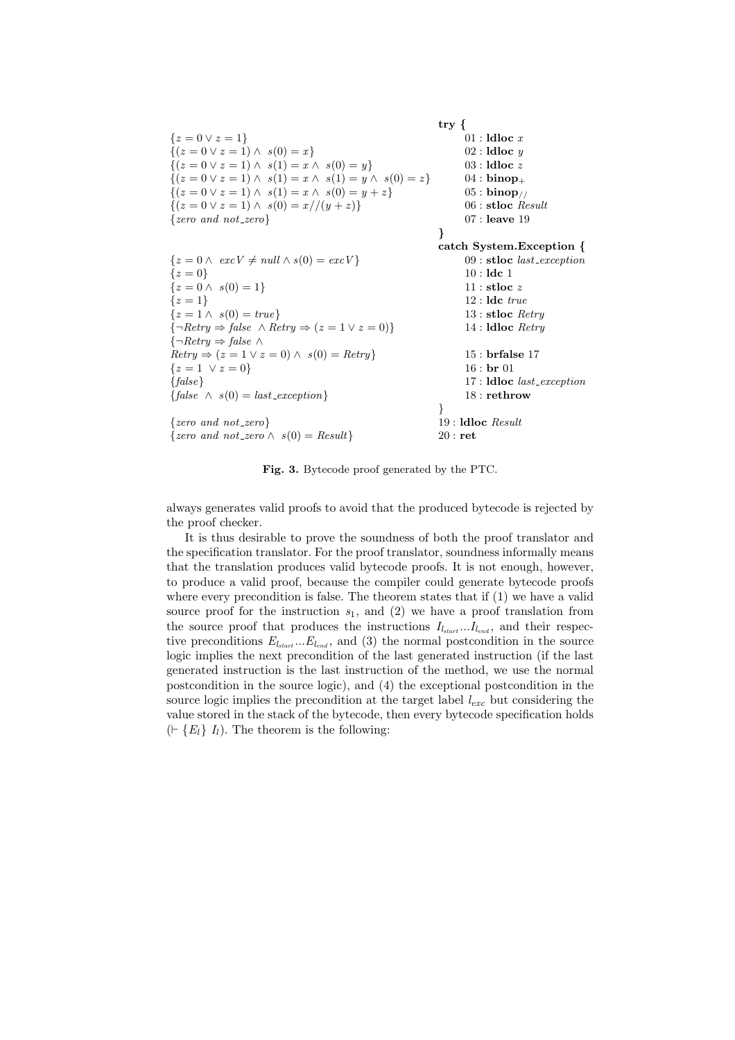| | |
|---|---|
| | **try {** |
| $\{z = 0 \vee z = 1\}$ | $01:$ **ldloc** $x$ |
| $\{(z = 0 \vee z = 1) \wedge\ s(0) = x\}$ | $02:$ **ldloc** $y$ |
| $\{(z = 0 \vee z = 1) \wedge\ s(1) = x \wedge\ s(0) = y\}$ | $03:$ **ldloc** $z$ |
| $\{(z = 0 \vee z = 1) \wedge\ s(1) = x \wedge\ s(1) = y \wedge\ s(0) = z\}$ | $04:$ **binop**$_+$ |
| $\{(z = 0 \vee z = 1) \wedge\ s(1) = x \wedge\ s(0) = y + z\}$ | $05:$ **binop**$_{//}$ |
| $\{(z = 0 \vee z = 1) \wedge\ s(0) = x//(y + z)\}$ | $06:$ **stloc** *Result* |
| $\{zero\ and\ not\_zero\}$ | $07:$ **leave** 19 |
| | **}** |
| | **catch System.Exception {** |
| $\{z = 0 \wedge\ excV \neq null \wedge s(0) = excV\}$ | $09:$ **stloc** *last_exception* |
| $\{z = 0\}$ | $10:$ **ldc** 1 |
| $\{z = 0 \wedge\ s(0) = 1\}$ | $11:$ **stloc** $z$ |
| $\{z = 1\}$ | $12:$ **ldc** *true* |
| $\{z = 1 \wedge\ s(0) = true\}$ | $13:$ **stloc** *Retry* |
| $\{\neg Retry \Rightarrow false\ \wedge Retry \Rightarrow (z = 1 \vee z = 0)\}$ | $14:$ **ldloc** *Retry* |
| $\{\neg Retry \Rightarrow false\ \wedge$ $Retry \Rightarrow (z = 1 \vee z = 0) \wedge\ s(0) = Retry\}$ | $15:$ **brfalse** 17 |
| $\{z = 1\ \vee z = 0\}$ | $16:$ **br** 01 |
| $\{false\}$ | $17:$ **ldloc** *last_exception* |
| $\{false\ \wedge\ s(0) = last\_exception\}$ | $18:$ **rethrow** |
| | } |
| $\{zero\ and\ not\_zero\}$ | $19:$ **ldloc** *Result* |
| $\{zero\ and\ not\_zero \wedge\ s(0) = Result\}$ | $20:$ **ret** |

**Fig. 3.** Bytecode proof generated by the PTC.

always generates valid proofs to avoid that the produced bytecode is rejected by the proof checker.

It is thus desirable to prove the soundness of both the proof translator and the specification translator. For the proof translator, soundness informally means that the translation produces valid bytecode proofs. It is not enough, however, to produce a valid proof, because the compiler could generate bytecode proofs where every precondition is false. The theorem states that if (1) we have a valid source proof for the instruction $s_1$, and (2) we have a proof translation from the source proof that produces the instructions $I_{l_{start}}...I_{l_{end}}$, and their respective preconditions $E_{l_{start}}...E_{l_{end}}$, and (3) the normal postcondition in the source logic implies the next precondition of the last generated instruction (if the last generated instruction is the last instruction of the method, we use the normal postcondition in the source logic), and (4) the exceptional postcondition in the source logic implies the precondition at the target label $l_{exc}$ but considering the value stored in the stack of the bytecode, then every bytecode specification holds ($\vdash \{E_l\}\ I_l$). The theorem is the following: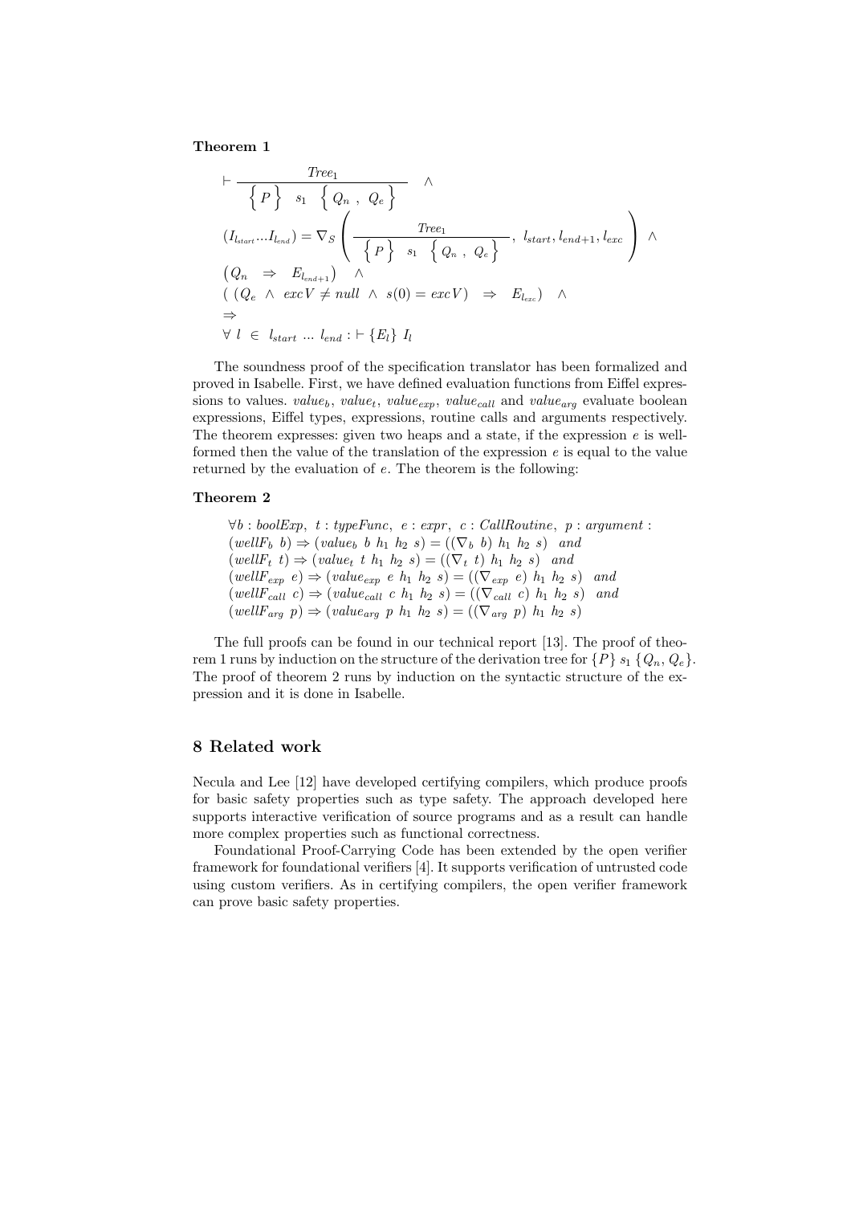**Theorem 1**

$$
\begin{array}{l}
\vdash \dfrac{Tree_1}{\left\{ P \right\} \quad s_1 \quad \left\{ Q_n \ , \ Q_e \right\}} \quad \wedge \\
(I_{l_{start}} ... I_{l_{end}}) = \nabla_S \left( \dfrac{Tree_1}{\left\{ P \right\} \quad s_1 \quad \left\{ Q_n \ , \ Q_e \right\}}, \ l_{start}, l_{end+1}, l_{exc} \right) \ \wedge \\
\left( Q_n \quad \Rightarrow \quad E_{l_{end+1}} \right) \quad \wedge \\
( \ (Q_e \ \wedge \ excV \neq null \ \wedge \ s(0) = excV) \quad \Rightarrow \quad E_{l_{exc}}) \quad \wedge \\
\Rightarrow \\
\forall \ l \ \in \ l_{start} \ ... \ l_{end} : \vdash \{E_l\} \ I_l
\end{array}
$$

The soundness proof of the specification translator has been formalized and proved in Isabelle. First, we have defined evaluation functions from Eiffel expressions to values. $value_b$, $value_t$, $value_{exp}$, $value_{call}$ and $value_{arg}$ evaluate boolean expressions, Eiffel types, expressions, routine calls and arguments respectively. The theorem expresses: given two heaps and a state, if the expression $e$ is well-formed then the value of the translation of the expression $e$ is equal to the value returned by the evaluation of $e$. The theorem is the following:

**Theorem 2**

$$
\begin{array}{l}
\forall b : boolExp, \ t : typeFunc, \ e : expr, \ c : CallRoutine, \ p : argument : \\
(wellF_b \ b) \Rightarrow (value_b \ b \ h_1 \ h_2 \ s) = ((\nabla_b \ b) \ h_1 \ h_2 \ s) \quad and \\
(wellF_t \ t) \Rightarrow (value_t \ t \ h_1 \ h_2 \ s) = ((\nabla_t \ t) \ h_1 \ h_2 \ s) \quad and \\
(wellF_{exp} \ e) \Rightarrow (value_{exp} \ e \ h_1 \ h_2 \ s) = ((\nabla_{exp} \ e) \ h_1 \ h_2 \ s) \quad and \\
(wellF_{call} \ c) \Rightarrow (value_{call} \ c \ h_1 \ h_2 \ s) = ((\nabla_{call} \ c) \ h_1 \ h_2 \ s) \quad and \\
(wellF_{arg} \ p) \Rightarrow (value_{arg} \ p \ h_1 \ h_2 \ s) = ((\nabla_{arg} \ p) \ h_1 \ h_2 \ s)
\end{array}
$$

The full proofs can be found in our technical report [13]. The proof of theorem 1 runs by induction on the structure of the derivation tree for $\{P\} \ s_1 \ \{Q_n, Q_e\}$. The proof of theorem 2 runs by induction on the syntactic structure of the expression and it is done in Isabelle.

## 8 Related work

Necula and Lee [12] have developed certifying compilers, which produce proofs for basic safety properties such as type safety. The approach developed here supports interactive verification of source programs and as a result can handle more complex properties such as functional correctness.

Foundational Proof-Carrying Code has been extended by the open verifier framework for foundational verifiers [4]. It supports verification of untrusted code using custom verifiers. As in certifying compilers, the open verifier framework can prove basic safety properties.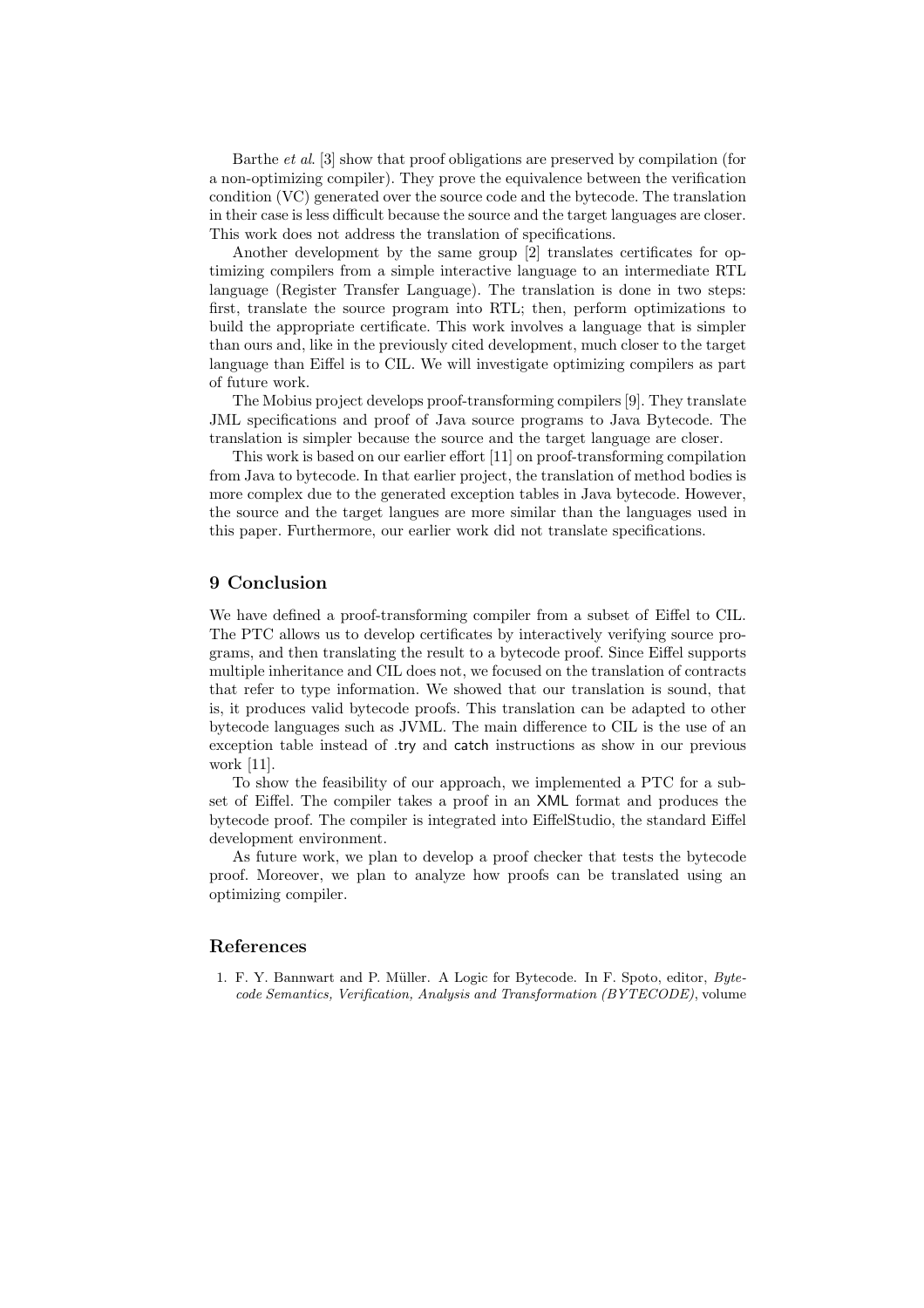Barthe *et al.* [3] show that proof obligations are preserved by compilation (for a non-optimizing compiler). They prove the equivalence between the verification condition (VC) generated over the source code and the bytecode. The translation in their case is less difficult because the source and the target languages are closer. This work does not address the translation of specifications.

Another development by the same group [2] translates certificates for optimizing compilers from a simple interactive language to an intermediate RTL language (Register Transfer Language). The translation is done in two steps: first, translate the source program into RTL; then, perform optimizations to build the appropriate certificate. This work involves a language that is simpler than ours and, like in the previously cited development, much closer to the target language than Eiffel is to CIL. We will investigate optimizing compilers as part of future work.

The Mobius project develops proof-transforming compilers [9]. They translate JML specifications and proof of Java source programs to Java Bytecode. The translation is simpler because the source and the target language are closer.

This work is based on our earlier effort [11] on proof-transforming compilation from Java to bytecode. In that earlier project, the translation of method bodies is more complex due to the generated exception tables in Java bytecode. However, the source and the target langues are more similar than the languages used in this paper. Furthermore, our earlier work did not translate specifications.

## 9 Conclusion

We have defined a proof-transforming compiler from a subset of Eiffel to CIL. The PTC allows us to develop certificates by interactively verifying source programs, and then translating the result to a bytecode proof. Since Eiffel supports multiple inheritance and CIL does not, we focused on the translation of contracts that refer to type information. We showed that our translation is sound, that is, it produces valid bytecode proofs. This translation can be adapted to other bytecode languages such as JVML. The main difference to CIL is the use of an exception table instead of .try and catch instructions as show in our previous work [11].

To show the feasibility of our approach, we implemented a PTC for a subset of Eiffel. The compiler takes a proof in an XML format and produces the bytecode proof. The compiler is integrated into EiffelStudio, the standard Eiffel development environment.

As future work, we plan to develop a proof checker that tests the bytecode proof. Moreover, we plan to analyze how proofs can be translated using an optimizing compiler.

## References

1. F. Y. Bannwart and P. Müller. A Logic for Bytecode. In F. Spoto, editor, *Bytecode Semantics, Verification, Analysis and Transformation (BYTECODE)*, volume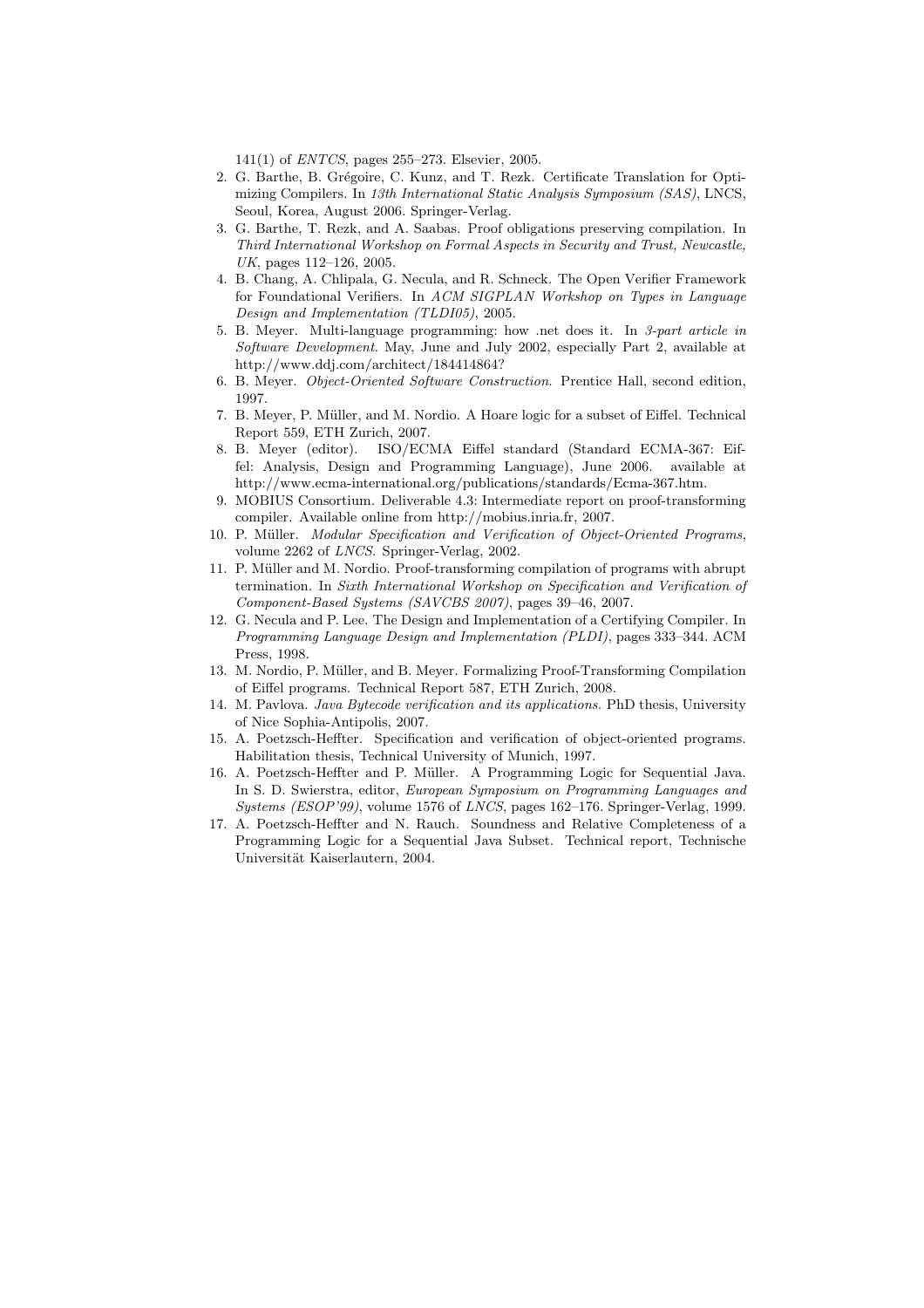141(1) of *ENTCS*, pages 255–273. Elsevier, 2005.

2. G. Barthe, B. Grégoire, C. Kunz, and T. Rezk. Certificate Translation for Optimizing Compilers. In *13th International Static Analysis Symposium (SAS)*, LNCS, Seoul, Korea, August 2006. Springer-Verlag.
3. G. Barthe, T. Rezk, and A. Saabas. Proof obligations preserving compilation. In *Third International Workshop on Formal Aspects in Security and Trust, Newcastle, UK*, pages 112–126, 2005.
4. B. Chang, A. Chlipala, G. Necula, and R. Schneck. The Open Verifier Framework for Foundational Verifiers. In *ACM SIGPLAN Workshop on Types in Language Design and Implementation (TLDI05)*, 2005.
5. B. Meyer. Multi-language programming: how .net does it. In *3-part article in Software Development*. May, June and July 2002, especially Part 2, available at http://www.ddj.com/architect/184414864?
6. B. Meyer. *Object-Oriented Software Construction*. Prentice Hall, second edition, 1997.
7. B. Meyer, P. Müller, and M. Nordio. A Hoare logic for a subset of Eiffel. Technical Report 559, ETH Zurich, 2007.
8. B. Meyer (editor). ISO/ECMA Eiffel standard (Standard ECMA-367: Eiffel: Analysis, Design and Programming Language), June 2006. available at http://www.ecma-international.org/publications/standards/Ecma-367.htm.
9. MOBIUS Consortium. Deliverable 4.3: Intermediate report on proof-transforming compiler. Available online from http://mobius.inria.fr, 2007.
10. P. Müller. *Modular Specification and Verification of Object-Oriented Programs*, volume 2262 of *LNCS*. Springer-Verlag, 2002.
11. P. Müller and M. Nordio. Proof-transforming compilation of programs with abrupt termination. In *Sixth International Workshop on Specification and Verification of Component-Based Systems (SAVCBS 2007)*, pages 39–46, 2007.
12. G. Necula and P. Lee. The Design and Implementation of a Certifying Compiler. In *Programming Language Design and Implementation (PLDI)*, pages 333–344. ACM Press, 1998.
13. M. Nordio, P. Müller, and B. Meyer. Formalizing Proof-Transforming Compilation of Eiffel programs. Technical Report 587, ETH Zurich, 2008.
14. M. Pavlova. *Java Bytecode verification and its applications*. PhD thesis, University of Nice Sophia-Antipolis, 2007.
15. A. Poetzsch-Heffter. Specification and verification of object-oriented programs. Habilitation thesis, Technical University of Munich, 1997.
16. A. Poetzsch-Heffter and P. Müller. A Programming Logic for Sequential Java. In S. D. Swierstra, editor, *European Symposium on Programming Languages and Systems (ESOP'99)*, volume 1576 of *LNCS*, pages 162–176. Springer-Verlag, 1999.
17. A. Poetzsch-Heffter and N. Rauch. Soundness and Relative Completeness of a Programming Logic for a Sequential Java Subset. Technical report, Technische Universität Kaiserlautern, 2004.